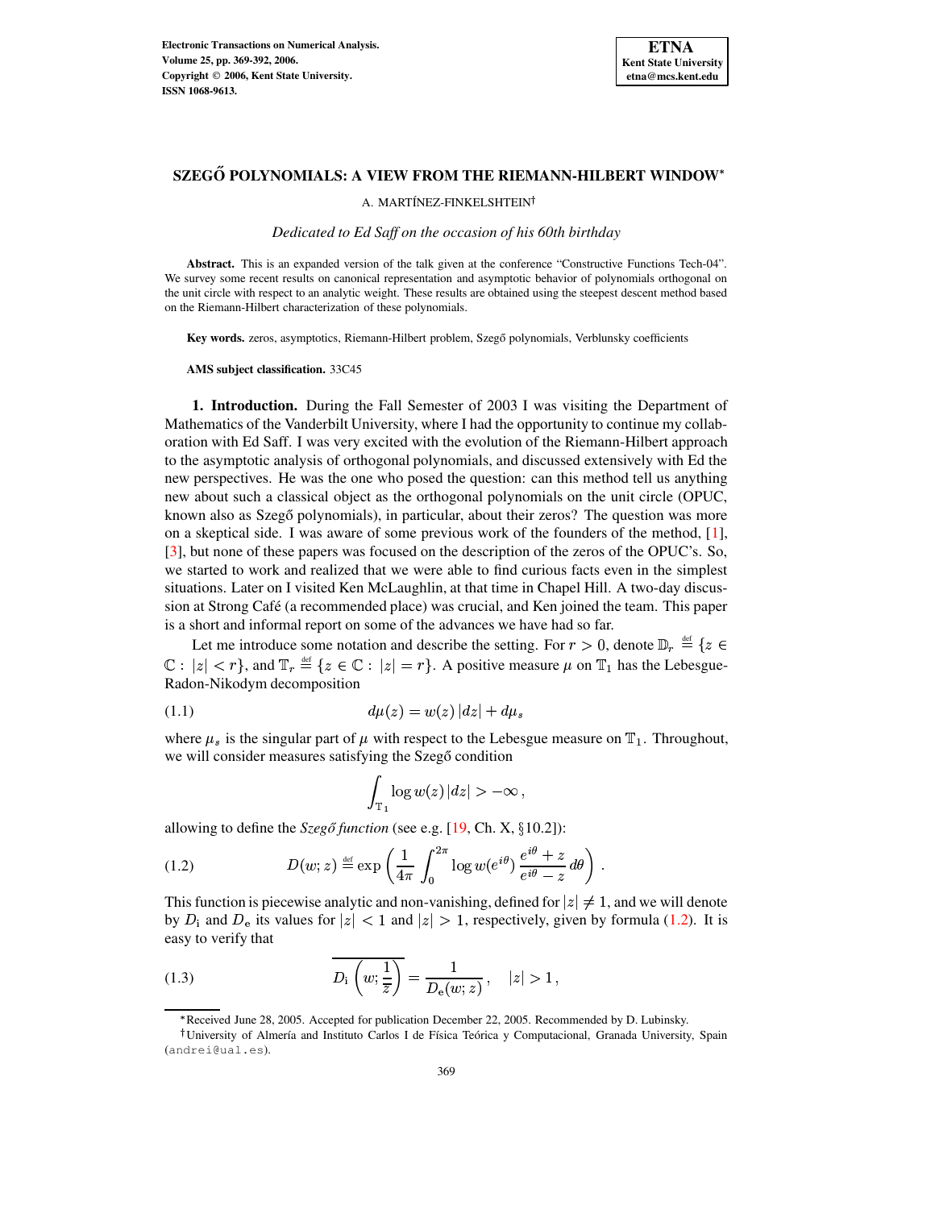# SZEGŐ POLYNOMIALS: A VIEW FROM THE RIEMANN-HILBERT WINDOW*

A. MARTÍNEZ-FINKELSHTEIN†

*Dedicated to Ed Saff on the occasion of his 60th birthday*

**Abstract.** This is an expanded version of the talk given at the conference "Constructive Functions Tech-04". We survey some recent results on canonical representation and asymptotic behavior of polynomials orthogonal on the unit circle with respect to an analytic weight. These results are obtained using the steepest descent method based on the Riemann-Hilbert characterization of these polynomials.

**Key words.** zeros, asymptotics, Riemann-Hilbert problem, Szegő polynomials, Verblunsky coefficients

**AMS subject classification.** 33C45

**1. Introduction.** During the Fall Semester of 2003 I was visiting the Department of Mathematics of the Vanderbilt University, where I had the opportunity to continue my collaboration with Ed Saff. I was very excited with the evolution of the Riemann-Hilbert approach to the asymptotic analysis of orthogonal polynomials, and discussed extensively with Ed the new perspectives. He was the one who posed the question: can this method tell us anything new about such a classical object as the orthogonal polynomials on the unit circle (OPUC, known also as Szegő polynomials), in particular, about their zeros? The question was more on a skeptical side. I was aware of some previous work of the founders of the method, [1], [3], but none of these papers was focused on the description of the zeros of the OPUC's. So, we started to work and realized that we were able to find curious facts even in the simplest situations. Later on I visited Ken McLaughlin, at that time in Chapel Hill. A two-day discussion at Strong Café (a recommended place) was crucial, and Ken joined the team. This paper is a short and informal report on some of the advances we have had so far.

Let me introduce some notation and describe the setting. For $r > 0$, denote $\mathbb{D}_r \stackrel{\text{def}}{=} \{z \in \mathbb{C} : |z| < r\}$, and $\mathbb{T}_r \stackrel{\text{def}}{=} \{z \in \mathbb{C} : |z| = r\}$. A positive measure $\mu$ on $\mathbb{T}_1$ has the Lebesgue-Radon-Nikodym decomposition

$$d\mu(z) = w(z)\,|dz| + d\mu_s \tag{1.1}$$

where $\mu_s$ is the singular part of $\mu$ with respect to the Lebesgue measure on $\mathbb{T}_1$. Throughout, we will consider measures satisfying the Szegő condition

$$\int_{\mathbb{T}_1} \log w(z)\,|dz| > -\infty\,,$$

allowing to define the *Szegő function* (see e.g. [19, Ch. X, §10.2]):

$$D(w; z) \stackrel{\text{def}}{=} \exp\left(\frac{1}{4\pi}\int_0^{2\pi} \log w(e^{i\theta})\,\frac{e^{i\theta}+z}{e^{i\theta}-z}\,d\theta\right)\,. \tag{1.2}$$

This function is piecewise analytic and non-vanishing, defined for $|z| \neq 1$, and we will denote by $D_{\mathrm{i}}$ and $D_{\mathrm{e}}$ its values for $|z| < 1$ and $|z| > 1$, respectively, given by formula (1.2). It is easy to verify that

$$\overline{D_{\mathrm{i}}\left(w; \frac{1}{\overline{z}}\right)} = \frac{1}{D_{\mathrm{e}}(w; z)}\,, \quad |z| > 1\,, \tag{1.3}$$

*Received June 28, 2005. Accepted for publication December 22, 2005. Recommended by D. Lubinsky.

†University of Almería and Instituto Carlos I de Física Teórica y Computacional, Granada University, Spain (andrei@ual.es).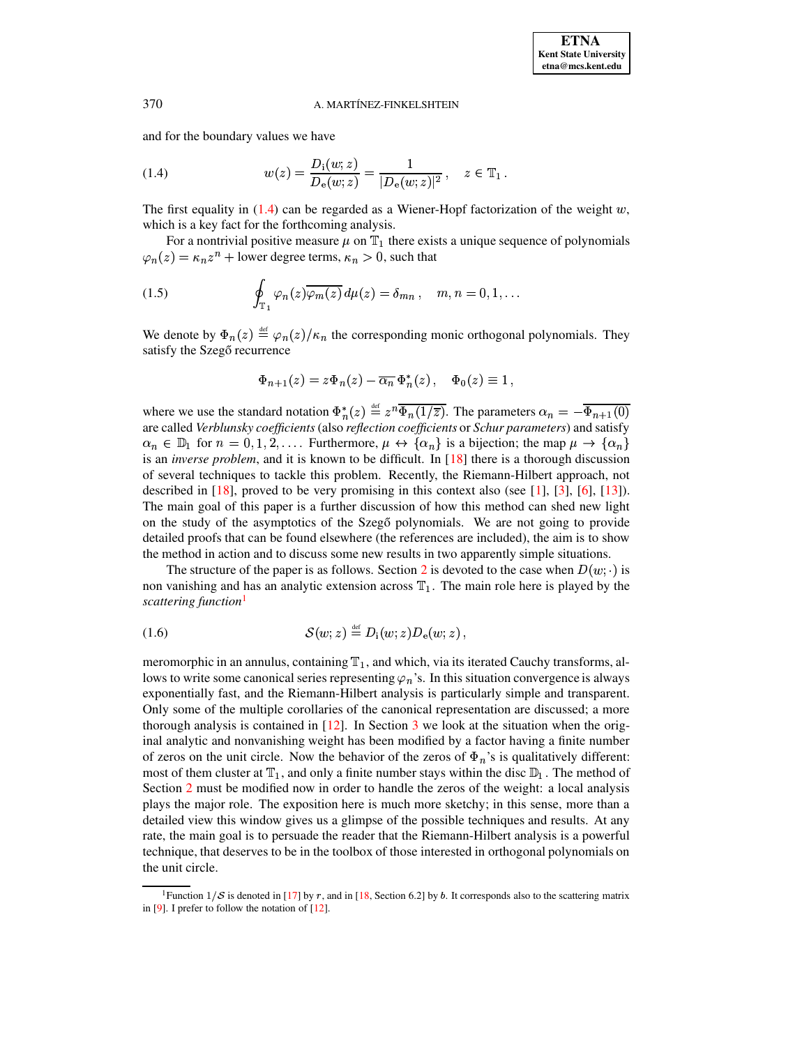and for the boundary values we have

$$w(z) = \frac{D_{\rm i}(w;z)}{D_{\rm e}(w;z)} = \frac{1}{|D_{\rm e}(w;z)|^2}, \quad z \in \mathbb{T}_1 . \tag{1.4}$$

The first equality in (1.4) can be regarded as a Wiener-Hopf factorization of the weight $w$, which is a key fact for the forthcoming analysis.

For a nontrivial positive measure $\mu$ on $\mathbb{T}_1$ there exists a unique sequence of polynomials $\varphi_n(z) = \kappa_n z^n +$ lower degree terms, $\kappa_n > 0$, such that

$$\oint_{\mathbb{T}_1} \varphi_n(z)\overline{\varphi_m(z)}\, d\mu(z) = \delta_{mn}, \quad m, n = 0, 1, \ldots \tag{1.5}$$

We denote by $\Phi_n(z) \stackrel{\rm def}{=} \varphi_n(z)/\kappa_n$ the corresponding monic orthogonal polynomials. They satisfy the Szegő recurrence

$$\Phi_{n+1}(z) = z\Phi_n(z) - \overline{\alpha_n}\, \Phi_n^*(z), \quad \Phi_0(z) \equiv 1,$$

where we use the standard notation $\Phi_n^*(z) \stackrel{\rm def}{=} z^n \overline{\Phi_n(1/\overline{z})}$. The parameters $\alpha_n = -\overline{\Phi_{n+1}(0)}$ are called *Verblunsky coefficients* (also *reflection coefficients* or *Schur parameters*) and satisfy $\alpha_n \in \mathbb{D}_1$ for $n = 0, 1, 2, \ldots$. Furthermore, $\mu \leftrightarrow \{\alpha_n\}$ is a bijection; the map $\mu \to \{\alpha_n\}$ is an *inverse problem*, and it is known to be difficult. In [18] there is a thorough discussion of several techniques to tackle this problem. Recently, the Riemann-Hilbert approach, not described in [18], proved to be very promising in this context also (see [1], [3], [6], [13]). The main goal of this paper is a further discussion of how this method can shed new light on the study of the asymptotics of the Szegő polynomials. We are not going to provide detailed proofs that can be found elsewhere (the references are included), the aim is to show the method in action and to discuss some new results in two apparently simple situations.

The structure of the paper is as follows. Section 2 is devoted to the case when $D(w;\cdot)$ is non vanishing and has an analytic extension across $\mathbb{T}_1$. The main role here is played by the *scattering function*[1]

$$\mathcal{S}(w;z) \stackrel{\rm def}{=} D_{\rm i}(w;z) D_{\rm e}(w;z), \tag{1.6}$$

meromorphic in an annulus, containing $\mathbb{T}_1$, and which, via its iterated Cauchy transforms, allows to write some canonical series representing $\varphi_n$'s. In this situation convergence is always exponentially fast, and the Riemann-Hilbert analysis is particularly simple and transparent. Only some of the multiple corollaries of the canonical representation are discussed; a more thorough analysis is contained in [12]. In Section 3 we look at the situation when the original analytic and nonvanishing weight has been modified by a factor having a finite number of zeros on the unit circle. Now the behavior of the zeros of $\Phi_n$'s is qualitatively different: most of them cluster at $\mathbb{T}_1$, and only a finite number stays within the disc $\mathbb{D}_1$. The method of Section 2 must be modified now in order to handle the zeros of the weight: a local analysis plays the major role. The exposition here is much more sketchy; in this sense, more than a detailed view this window gives us a glimpse of the possible techniques and results. At any rate, the main goal is to persuade the reader that the Riemann-Hilbert analysis is a powerful technique, that deserves to be in the toolbox of those interested in orthogonal polynomials on the unit circle.

[1] Function $1/\mathcal{S}$ is denoted in [17] by $r$, and in [18, Section 6.2] by $b$. It corresponds also to the scattering matrix in [9]. I prefer to follow the notation of [12].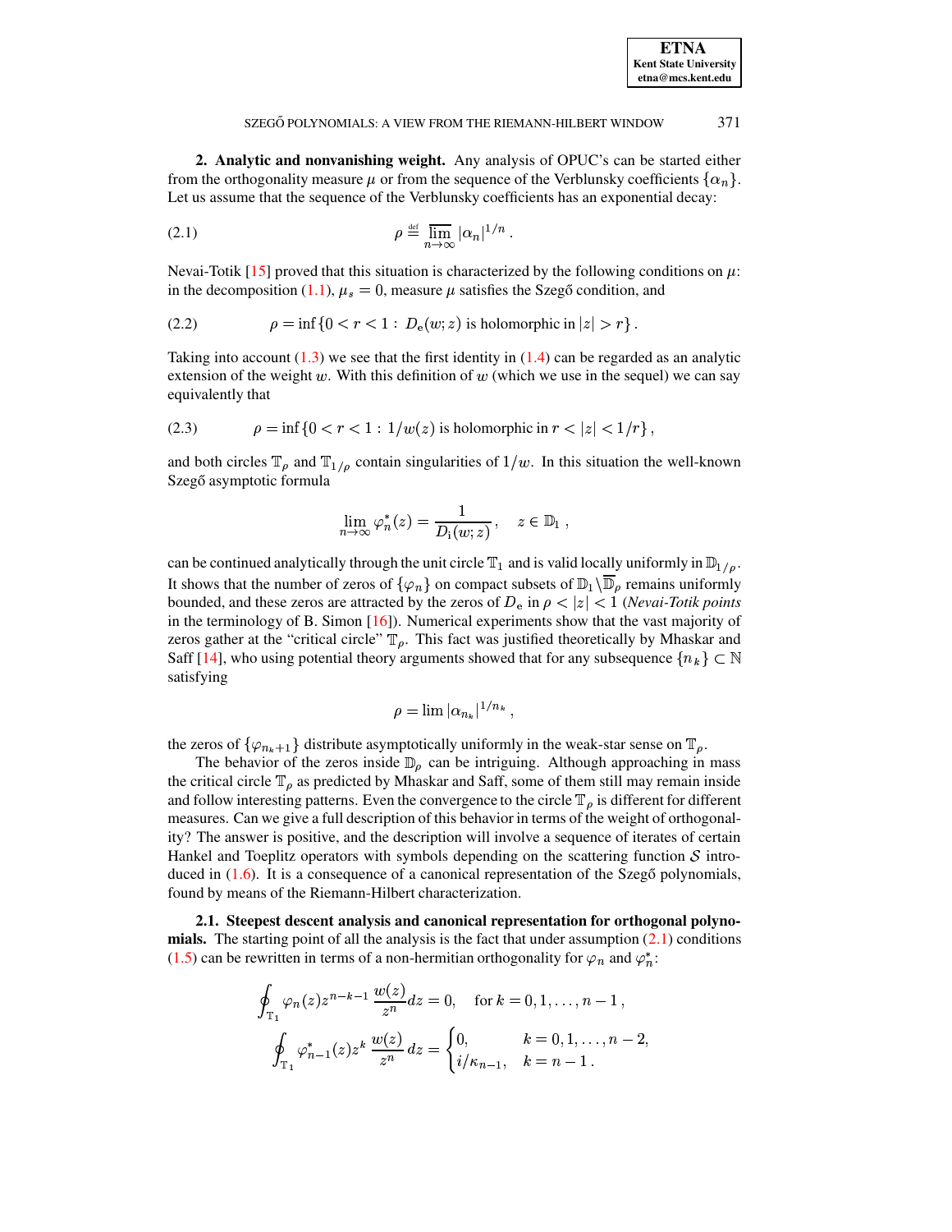**2. Analytic and nonvanishing weight.** Any analysis of OPUC's can be started either from the orthogonality measure $\mu$ or from the sequence of the Verblunsky coefficients $\{\alpha_n\}$. Let us assume that the sequence of the Verblunsky coefficients has an exponential decay:

$$\rho \stackrel{\text{def}}{=} \overline{\lim_{n\to\infty}} |\alpha_n|^{1/n} . \tag{2.1}$$

Nevai-Totik [15] proved that this situation is characterized by the following conditions on $\mu$: in the decomposition (1.1), $\mu_s = 0$, measure $\mu$ satisfies the Szegő condition, and

$$\rho = \inf\{0 < r < 1 : \ D_{\mathrm{e}}(w; z) \text{ is holomorphic in } |z| > r\} . \tag{2.2}$$

Taking into account (1.3) we see that the first identity in (1.4) can be regarded as an analytic extension of the weight $w$. With this definition of $w$ (which we use in the sequel) we can say equivalently that

$$\rho = \inf\{0 < r < 1 : \ 1/w(z) \text{ is holomorphic in } r < |z| < 1/r\} , \tag{2.3}$$

and both circles $\mathbb{T}_\rho$ and $\mathbb{T}_{1/\rho}$ contain singularities of $1/w$. In this situation the well-known Szegő asymptotic formula

$$\lim_{n\to\infty} \varphi_n^*(z) = \frac{1}{D_{\mathrm{i}}(w; z)} , \quad z \in \mathbb{D}_1 ,$$

can be continued analytically through the unit circle $\mathbb{T}_1$ and is valid locally uniformly in $\mathbb{D}_{1/\rho}$. It shows that the number of zeros of $\{\varphi_n\}$ on compact subsets of $\mathbb{D}_1 \setminus \overline{\mathbb{D}_\rho}$ remains uniformly bounded, and these zeros are attracted by the zeros of $D_{\mathrm{e}}$ in $\rho < |z| < 1$ (*Nevai-Totik points* in the terminology of B. Simon [16]). Numerical experiments show that the vast majority of zeros gather at the "critical circle" $\mathbb{T}_\rho$. This fact was justified theoretically by Mhaskar and Saff [14], who using potential theory arguments showed that for any subsequence $\{n_k\} \subset \mathbb{N}$ satisfying

$$\rho = \lim |\alpha_{n_k}|^{1/n_k} ,$$

the zeros of $\{\varphi_{n_k+1}\}$ distribute asymptotically uniformly in the weak-star sense on $\mathbb{T}_\rho$.

The behavior of the zeros inside $\mathbb{D}_\rho$ can be intriguing. Although approaching in mass the critical circle $\mathbb{T}_\rho$ as predicted by Mhaskar and Saff, some of them still may remain inside and follow interesting patterns. Even the convergence to the circle $\mathbb{T}_\rho$ is different for different measures. Can we give a full description of this behavior in terms of the weight of orthogonality? The answer is positive, and the description will involve a sequence of iterates of certain Hankel and Toeplitz operators with symbols depending on the scattering function $\mathcal{S}$ introduced in (1.6). It is a consequence of a canonical representation of the Szegő polynomials, found by means of the Riemann-Hilbert characterization.

### 2.1. Steepest descent analysis and canonical representation for orthogonal polynomials.

The starting point of all the analysis is the fact that under assumption (2.1) conditions (1.5) can be rewritten in terms of a non-hermitian orthogonality for $\varphi_n$ and $\varphi_n^*$:

$$\oint_{\mathbb{T}_1} \varphi_n(z) z^{n-k-1} \, \frac{w(z)}{z^n} dz = 0, \quad \text{for } k = 0, 1, \dots, n-1 ,$$

$$\oint_{\mathbb{T}_1} \varphi_{n-1}^*(z) z^k \, \frac{w(z)}{z^n} \, dz = \begin{cases} 0, & k = 0, 1, \dots, n-2, \\ i/\kappa_{n-1}, & k = n-1 . \end{cases}$$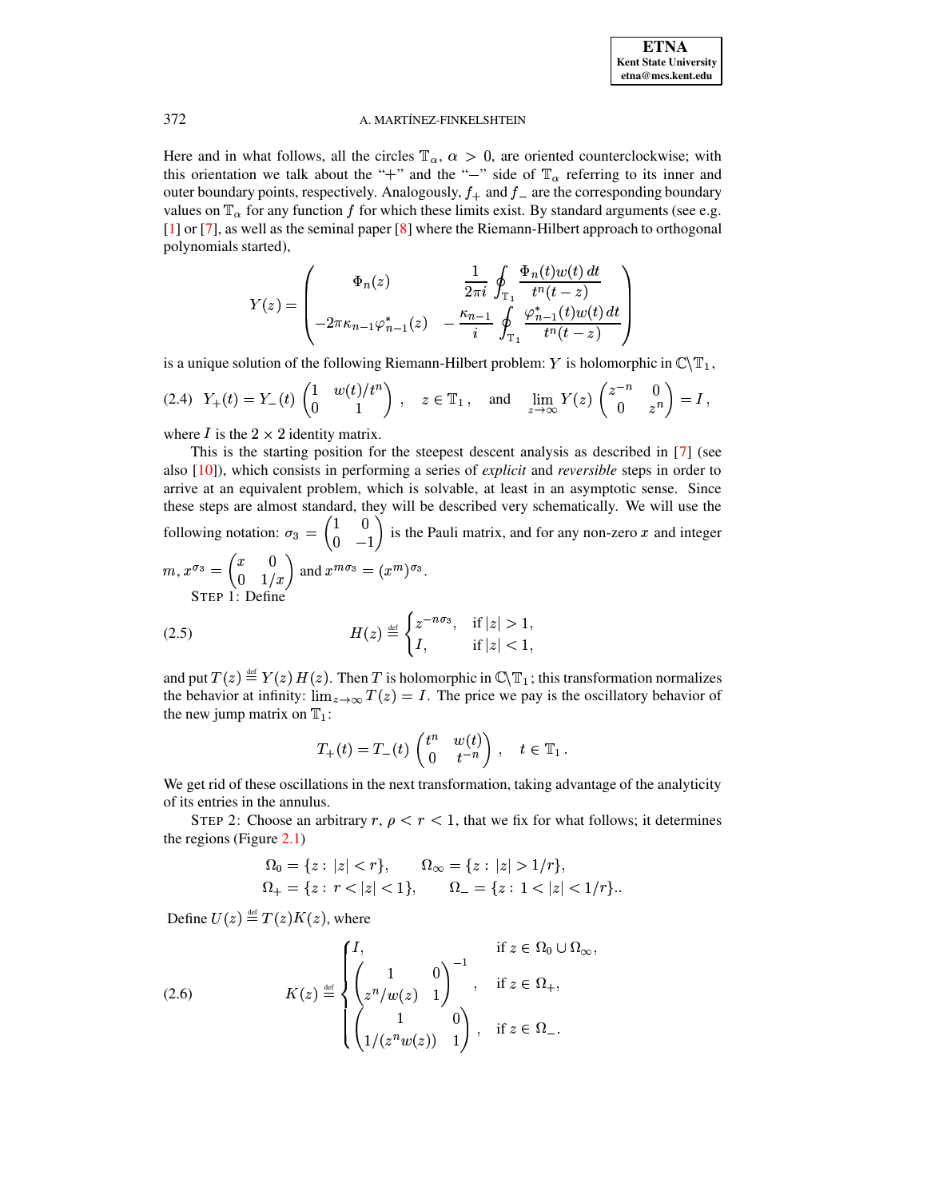Here and in what follows, all the circles $\mathbb{T}_\alpha$, $\alpha > 0$, are oriented counterclockwise; with this orientation we talk about the "+" and the "−" side of $\mathbb{T}_\alpha$ referring to its inner and outer boundary points, respectively. Analogously, $f_+$ and $f_-$ are the corresponding boundary values on $\mathbb{T}_\alpha$ for any function $f$ for which these limits exist. By standard arguments (see e.g. [1] or [7], as well as the seminal paper [8] where the Riemann-Hilbert approach to orthogonal polynomials started),

$$Y(z) = \begin{pmatrix} \Phi_n(z) & \dfrac{1}{2\pi i} \displaystyle\oint_{\mathbb{T}_1} \dfrac{\Phi_n(t) w(t)\, dt}{t^n (t-z)} \\ -2\pi \kappa_{n-1} \varphi^*_{n-1}(z) & -\dfrac{\kappa_{n-1}}{i} \displaystyle\oint_{\mathbb{T}_1} \dfrac{\varphi^*_{n-1}(t) w(t)\, dt}{t^n (t-z)} \end{pmatrix}$$

is a unique solution of the following Riemann-Hilbert problem: $Y$ is holomorphic in $\mathbb{C} \setminus \mathbb{T}_1$,

$$Y_+(t) = Y_-(t) \begin{pmatrix} 1 & w(t)/t^n \\ 0 & 1 \end{pmatrix}, \quad z \in \mathbb{T}_1, \quad \text{and} \quad \lim_{z \to \infty} Y(z) \begin{pmatrix} z^{-n} & 0 \\ 0 & z^n \end{pmatrix} = I, \tag{2.4}$$

where $I$ is the $2 \times 2$ identity matrix.

This is the starting position for the steepest descent analysis as described in [7] (see also [10]), which consists in performing a series of *explicit* and *reversible* steps in order to arrive at an equivalent problem, which is solvable, at least in an asymptotic sense. Since these steps are almost standard, they will be described very schematically. We will use the following notation: $\sigma_3 = \begin{pmatrix} 1 & 0 \\ 0 & -1 \end{pmatrix}$ is the Pauli matrix, and for any non-zero $x$ and integer $m$, $x^{\sigma_3} = \begin{pmatrix} x & 0 \\ 0 & 1/x \end{pmatrix}$ and $x^{m\sigma_3} = (x^m)^{\sigma_3}$.

STEP 1: Define

$$H(z) \stackrel{\text{def}}{=} \begin{cases} z^{-n\sigma_3}, & \text{if } |z| > 1, \\ I, & \text{if } |z| < 1, \end{cases} \tag{2.5}$$

and put $T(z) \stackrel{\text{def}}{=} Y(z)\, H(z)$. Then $T$ is holomorphic in $\mathbb{C} \setminus \mathbb{T}_1$; this transformation normalizes the behavior at infinity: $\lim_{z\to\infty} T(z) = I$. The price we pay is the oscillatory behavior of the new jump matrix on $\mathbb{T}_1$:

$$T_+(t) = T_-(t) \begin{pmatrix} t^n & w(t) \\ 0 & t^{-n} \end{pmatrix}, \quad t \in \mathbb{T}_1.$$

We get rid of these oscillations in the next transformation, taking advantage of the analyticity of its entries in the annulus.

STEP 2: Choose an arbitrary $r$, $\rho < r < 1$, that we fix for what follows; it determines the regions (Figure 2.1)

$$\Omega_0 = \{z : |z| < r\}, \qquad \Omega_\infty = \{z : |z| > 1/r\},$$
$$\Omega_+ = \{z : r < |z| < 1\}, \qquad \Omega_- = \{z : 1 < |z| < 1/r\}..$$

Define $U(z) \stackrel{\text{def}}{=} T(z) K(z)$, where

$$K(z) \stackrel{\text{def}}{=} \begin{cases} I, & \text{if } z \in \Omega_0 \cup \Omega_\infty, \\ \begin{pmatrix} 1 & 0 \\ z^n/w(z) & 1 \end{pmatrix}^{-1}, & \text{if } z \in \Omega_+, \\ \begin{pmatrix} 1 & 0 \\ 1/(z^n w(z)) & 1 \end{pmatrix}, & \text{if } z \in \Omega_-. \end{cases} \tag{2.6}$$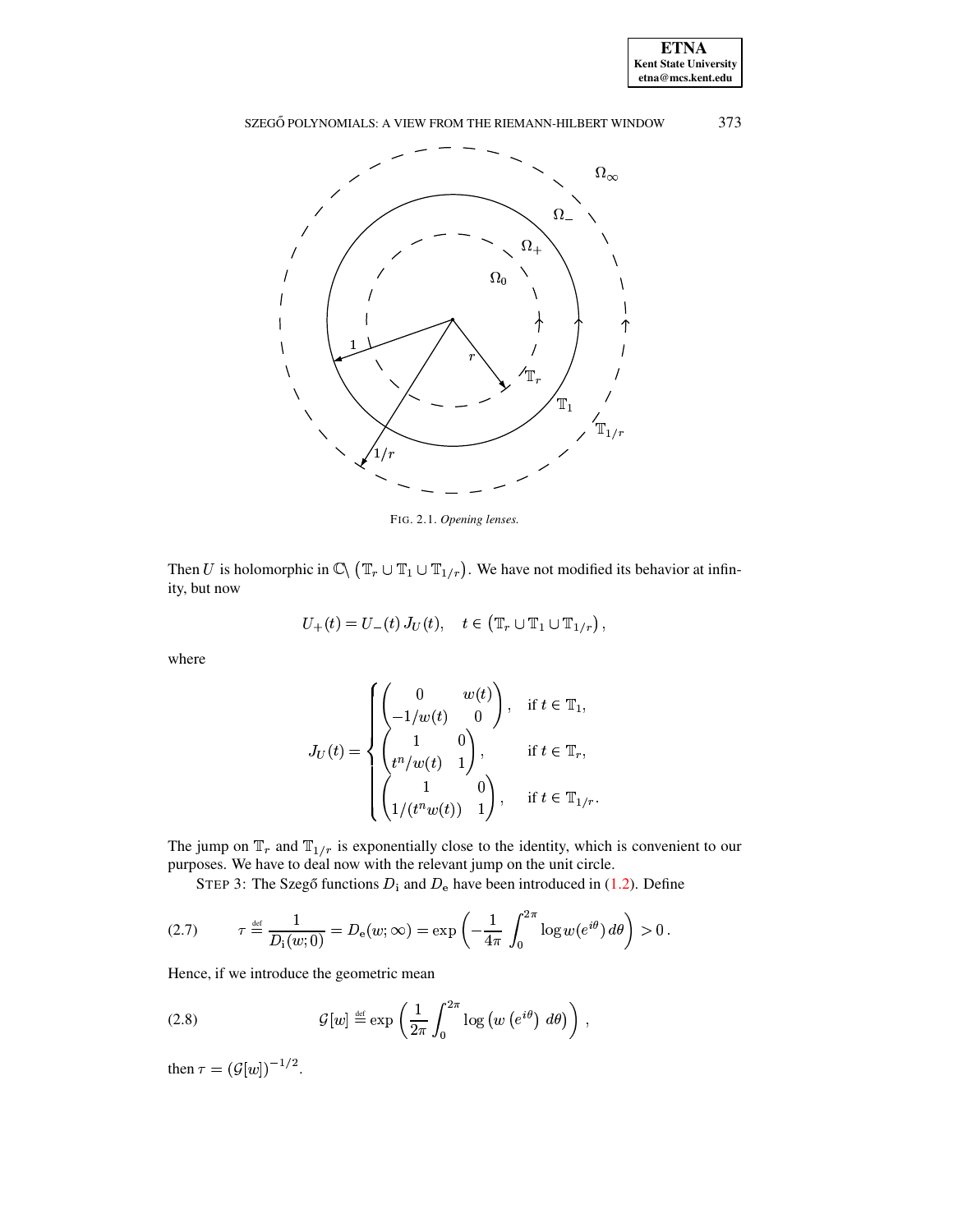FIG. 2.1. *Opening lenses.*

Then $U$ is holomorphic in $\mathbb{C} \setminus \left( \mathbb{T}_r \cup \mathbb{T}_1 \cup \mathbb{T}_{1/r} \right)$. We have not modified its behavior at infinity, but now

$$U_+(t) = U_-(t)\, J_U(t), \quad t \in \left( \mathbb{T}_r \cup \mathbb{T}_1 \cup \mathbb{T}_{1/r} \right),$$

where

$$J_U(t) = \begin{cases} \begin{pmatrix} 0 & w(t) \\ -1/w(t) & 0 \end{pmatrix}, & \text{if } t \in \mathbb{T}_1, \\ \begin{pmatrix} 1 & 0 \\ t^n/w(t) & 1 \end{pmatrix}, & \text{if } t \in \mathbb{T}_r, \\ \begin{pmatrix} 1 & 0 \\ 1/(t^n w(t)) & 1 \end{pmatrix}, & \text{if } t \in \mathbb{T}_{1/r}. \end{cases}$$

The jump on $\mathbb{T}_r$ and $\mathbb{T}_{1/r}$ is exponentially close to the identity, which is convenient to our purposes. We have to deal now with the relevant jump on the unit circle.

STEP 3: The Szegő functions $D_{\mathrm{i}}$ and $D_{\mathrm{e}}$ have been introduced in (1.2). Define

$$\tau \stackrel{\text{def}}{=} \frac{1}{D_{\mathrm{i}}(w;0)} = D_{\mathrm{e}}(w;\infty) = \exp\left( -\frac{1}{4\pi} \int_0^{2\pi} \log w(e^{i\theta})\, d\theta \right) > 0\,. \tag{2.7}$$

Hence, if we introduce the geometric mean

$$\mathcal{G}[w] \stackrel{\text{def}}{=} \exp\left( \frac{1}{2\pi} \int_0^{2\pi} \log\left( w\left(e^{i\theta}\right)\, d\theta \right) \right)\,, \tag{2.8}$$

then $\tau = \left( \mathcal{G}[w] \right)^{-1/2}$.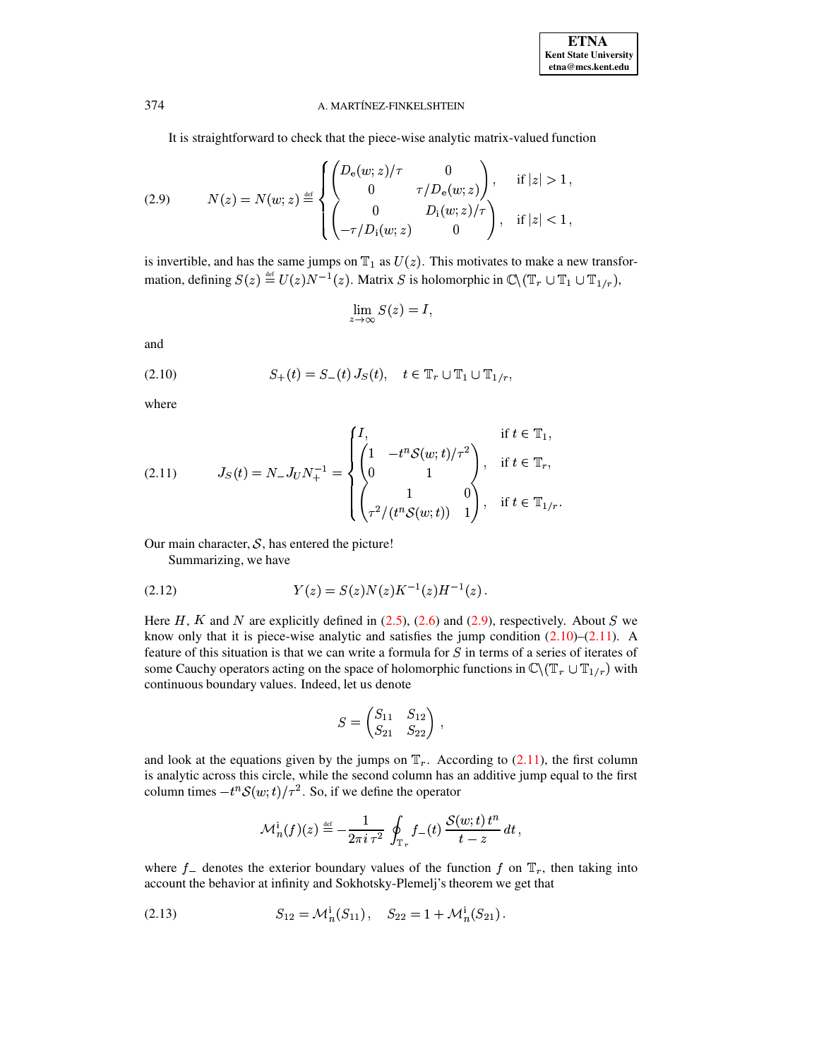It is straightforward to check that the piece-wise analytic matrix-valued function

$$N(z) = N(w;z) \stackrel{\text{def}}{=} \begin{cases} \begin{pmatrix} D_{\rm e}(w;z)/\tau & 0 \\ 0 & \tau/D_{\rm e}(w;z) \end{pmatrix}, & \text{if } |z|>1, \\ \begin{pmatrix} 0 & D_{\rm i}(w;z)/\tau \\ -\tau/D_{\rm i}(w;z) & 0 \end{pmatrix}, & \text{if } |z|<1, \end{cases} \tag{2.9}$$

is invertible, and has the same jumps on $\mathbb{T}_1$ as $U(z)$. This motivates to make a new transformation, defining $S(z) \stackrel{\text{def}}{=} U(z)N^{-1}(z)$. Matrix $S$ is holomorphic in $\mathbb{C}\setminus(\mathbb{T}_r \cup \mathbb{T}_1 \cup \mathbb{T}_{1/r})$,

$$\lim_{z\to\infty} S(z) = I,$$

and

$$S_+(t) = S_-(t)\, J_S(t), \quad t \in \mathbb{T}_r \cup \mathbb{T}_1 \cup \mathbb{T}_{1/r}, \tag{2.10}$$

where

$$J_S(t) = N_- J_U N_+^{-1} = \begin{cases} I, & \text{if } t \in \mathbb{T}_1, \\ \begin{pmatrix} 1 & -t^n \mathcal{S}(w;t)/\tau^2 \\ 0 & 1 \end{pmatrix}, & \text{if } t \in \mathbb{T}_r, \\ \begin{pmatrix} 1 & 0 \\ \tau^2/(t^n \mathcal{S}(w;t)) & 1 \end{pmatrix}, & \text{if } t \in \mathbb{T}_{1/r}. \end{cases} \tag{2.11}$$

Our main character, $\mathcal{S}$, has entered the picture!

Summarizing, we have

$$Y(z) = S(z)N(z)K^{-1}(z)H^{-1}(z)\,. \tag{2.12}$$

Here $H$, $K$ and $N$ are explicitly defined in (2.5), (2.6) and (2.9), respectively. About $S$ we know only that it is piece-wise analytic and satisfies the jump condition (2.10)–(2.11). A feature of this situation is that we can write a formula for $S$ in terms of a series of iterates of some Cauchy operators acting on the space of holomorphic functions in $\mathbb{C}\setminus(\mathbb{T}_r \cup \mathbb{T}_{1/r})$ with continuous boundary values. Indeed, let us denote

$$S = \begin{pmatrix} S_{11} & S_{12} \\ S_{21} & S_{22} \end{pmatrix},$$

and look at the equations given by the jumps on $\mathbb{T}_r$. According to (2.11), the first column is analytic across this circle, while the second column has an additive jump equal to the first column times $-t^n\mathcal{S}(w;t)/\tau^2$. So, if we define the operator

$$\mathcal{M}_n^{\rm i}(f)(z) \stackrel{\text{def}}{=} -\frac{1}{2\pi i\,\tau^2} \oint_{\mathbb{T}_r} f_-(t)\, \frac{\mathcal{S}(w;t)\, t^n}{t-z}\, dt\,,$$

where $f_-$ denotes the exterior boundary values of the function $f$ on $\mathbb{T}_r$, then taking into account the behavior at infinity and Sokhotsky-Plemelj's theorem we get that

$$S_{12} = \mathcal{M}_n^{\rm i}(S_{11})\,, \quad S_{22} = 1 + \mathcal{M}_n^{\rm i}(S_{21})\,. \tag{2.13}$$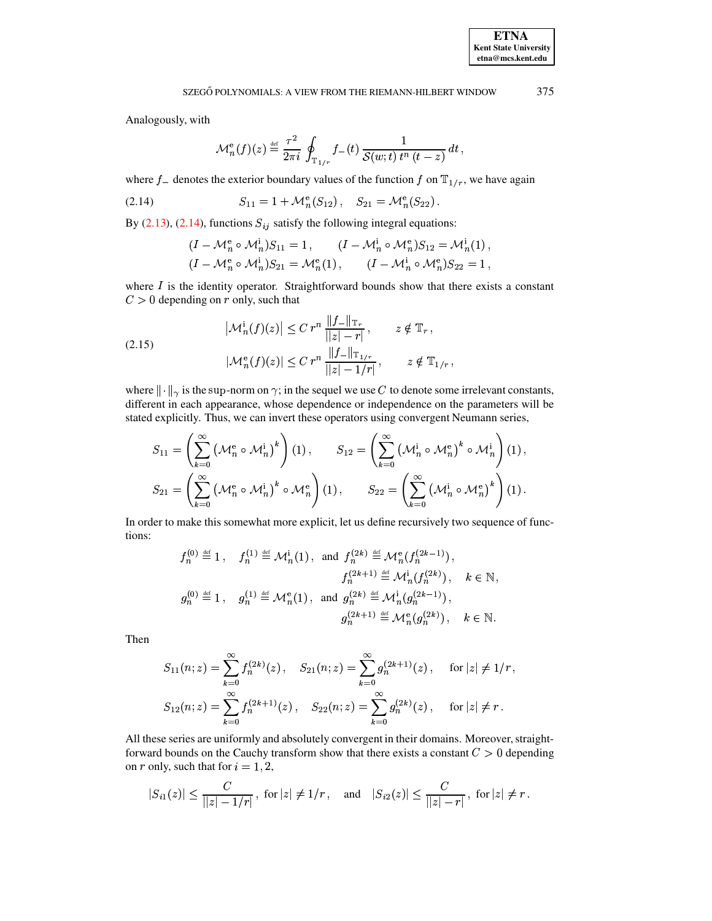Analogously, with

$$\mathcal{M}_n^{\mathrm{e}}(f)(z) \stackrel{\text{def}}{=} \frac{\tau^2}{2\pi i} \oint_{\mathbb{T}_{1/r}} f_-(t)\, \frac{1}{\mathcal{S}(w;t)\, t^n\, (t-z)}\, dt\,,$$

where $f_-$ denotes the exterior boundary values of the function $f$ on $\mathbb{T}_{1/r}$, we have again

$$S_{11} = 1 + \mathcal{M}_n^{\mathrm{e}}(S_{12})\,, \quad S_{21} = \mathcal{M}_n^{\mathrm{e}}(S_{22})\,. \tag{2.14}$$

By (2.13), (2.14), functions $S_{ij}$ satisfy the following integral equations:

$$\begin{aligned}
(I - \mathcal{M}_n^{\mathrm{e}} \circ \mathcal{M}_n^{\mathrm{i}}) S_{11} &= 1\,, \qquad (I - \mathcal{M}_n^{\mathrm{i}} \circ \mathcal{M}_n^{\mathrm{e}}) S_{12} = \mathcal{M}_n^{\mathrm{i}}(1)\,,\\
(I - \mathcal{M}_n^{\mathrm{e}} \circ \mathcal{M}_n^{\mathrm{i}}) S_{21} &= \mathcal{M}_n^{\mathrm{e}}(1)\,, \qquad (I - \mathcal{M}_n^{\mathrm{i}} \circ \mathcal{M}_n^{\mathrm{e}}) S_{22} = 1\,,
\end{aligned}$$

where $I$ is the identity operator. Straightforward bounds show that there exists a constant $C > 0$ depending on $r$ only, such that

$$\begin{aligned}
\left|\mathcal{M}_n^{\mathrm{i}}(f)(z)\right| &\leq C\, r^n\, \frac{\|f_-\|_{\mathbb{T}_r}}{||z| - r|}\,, \qquad z \notin \mathbb{T}_r\,,\\
\left|\mathcal{M}_n^{\mathrm{e}}(f)(z)\right| &\leq C\, r^n\, \frac{\|f_-\|_{\mathbb{T}_{1/r}}}{||z| - 1/r|}\,, \qquad z \notin \mathbb{T}_{1/r}\,,
\end{aligned} \tag{2.15}$$

where $\|\cdot\|_\gamma$ is the sup-norm on $\gamma$; in the sequel we use $C$ to denote some irrelevant constants, different in each appearance, whose dependence or independence on the parameters will be stated explicitly. Thus, we can invert these operators using convergent Neumann series,

$$\begin{aligned}
S_{11} &= \left(\sum_{k=0}^{\infty} \left(\mathcal{M}_n^{\mathrm{e}} \circ \mathcal{M}_n^{\mathrm{i}}\right)^k\right)(1)\,, \qquad S_{12} = \left(\sum_{k=0}^{\infty} \left(\mathcal{M}_n^{\mathrm{i}} \circ \mathcal{M}_n^{\mathrm{e}}\right)^k \circ \mathcal{M}_n^{\mathrm{i}}\right)(1)\,,\\
S_{21} &= \left(\sum_{k=0}^{\infty} \left(\mathcal{M}_n^{\mathrm{e}} \circ \mathcal{M}_n^{\mathrm{i}}\right)^k \circ \mathcal{M}_n^{\mathrm{e}}\right)(1)\,, \qquad S_{22} = \left(\sum_{k=0}^{\infty} \left(\mathcal{M}_n^{\mathrm{i}} \circ \mathcal{M}_n^{\mathrm{e}}\right)^k\right)(1)\,.
\end{aligned}$$

In order to make this somewhat more explicit, let us define recursively two sequence of functions:

$$\begin{aligned}
f_n^{(0)} &\stackrel{\text{def}}{=} 1\,, \quad f_n^{(1)} \stackrel{\text{def}}{=} \mathcal{M}_n^{\mathrm{i}}(1)\,, \text{ and } f_n^{(2k)} \stackrel{\text{def}}{=} \mathcal{M}_n^{\mathrm{e}}(f_n^{(2k-1)})\,,\\
&\qquad\qquad\qquad\qquad\qquad f_n^{(2k+1)} \stackrel{\text{def}}{=} \mathcal{M}_n^{\mathrm{i}}(f_n^{(2k)})\,, \quad k \in \mathbb{N},\\
g_n^{(0)} &\stackrel{\text{def}}{=} 1\,, \quad g_n^{(1)} \stackrel{\text{def}}{=} \mathcal{M}_n^{\mathrm{e}}(1)\,, \text{ and } g_n^{(2k)} \stackrel{\text{def}}{=} \mathcal{M}_n^{\mathrm{i}}(g_n^{(2k-1)})\,,\\
&\qquad\qquad\qquad\qquad\qquad g_n^{(2k+1)} \stackrel{\text{def}}{=} \mathcal{M}_n^{\mathrm{e}}(g_n^{(2k)})\,, \quad k \in \mathbb{N}.
\end{aligned}$$

Then

$$\begin{aligned}
S_{11}(n;z) &= \sum_{k=0}^{\infty} f_n^{(2k)}(z)\,, \quad S_{21}(n;z) = \sum_{k=0}^{\infty} g_n^{(2k+1)}(z)\,, \quad \text{for } |z| \neq 1/r\,,\\
S_{12}(n;z) &= \sum_{k=0}^{\infty} f_n^{(2k+1)}(z)\,, \quad S_{22}(n;z) = \sum_{k=0}^{\infty} g_n^{(2k)}(z)\,, \quad \text{for } |z| \neq r\,.
\end{aligned}$$

All these series are uniformly and absolutely convergent in their domains. Moreover, straightforward bounds on the Cauchy transform show that there exists a constant $C > 0$ depending on $r$ only, such that for $i = 1, 2$,

$$|S_{i1}(z)| \leq \frac{C}{||z| - 1/r|}\,, \text{ for } |z| \neq 1/r\,, \quad \text{and} \quad |S_{i2}(z)| \leq \frac{C}{||z| - r|}\,, \text{ for } |z| \neq r\,.$$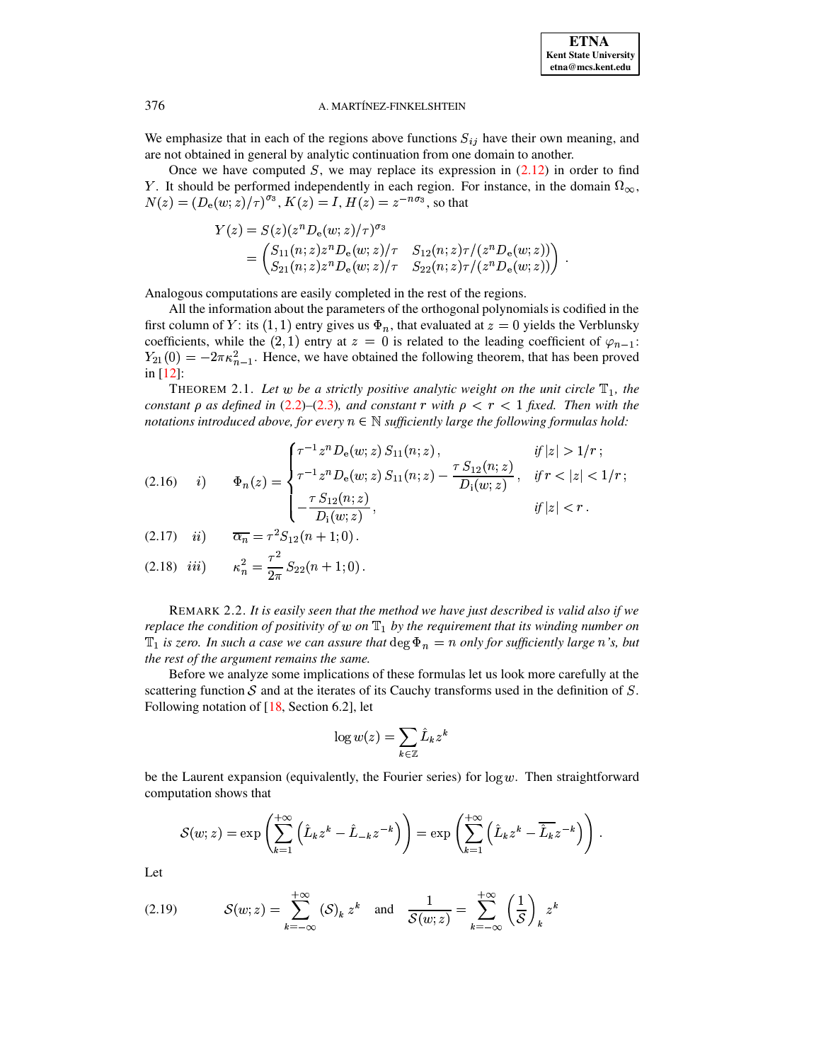We emphasize that in each of the regions above functions $S_{ij}$ have their own meaning, and are not obtained in general by analytic continuation from one domain to another.

Once we have computed $S$, we may replace its expression in (2.12) in order to find $Y$. It should be performed independently in each region. For instance, in the domain $\Omega_\infty$, $N(z) = (D_{\rm e}(w;z)/\tau)^{\sigma_3}$, $K(z) = I$, $H(z) = z^{-n\sigma_3}$, so that

$$
\begin{aligned}
Y(z) &= S(z)(z^n D_{\rm e}(w;z)/\tau)^{\sigma_3} \\
&= \begin{pmatrix} S_{11}(n;z) z^n D_{\rm e}(w;z)/\tau & S_{12}(n;z)\tau/(z^n D_{\rm e}(w;z)) \\ S_{21}(n;z) z^n D_{\rm e}(w;z)/\tau & S_{22}(n;z)\tau/(z^n D_{\rm e}(w;z)) \end{pmatrix} .
\end{aligned}
$$

Analogous computations are easily completed in the rest of the regions.

All the information about the parameters of the orthogonal polynomials is codified in the first column of $Y$: its $(1,1)$ entry gives us $\Phi_n$, that evaluated at $z=0$ yields the Verblunsky coefficients, while the $(2,1)$ entry at $z=0$ is related to the leading coefficient of $\varphi_{n-1}$: $Y_{21}(0) = -2\pi\kappa_{n-1}^2$. Hence, we have obtained the following theorem, that has been proved in [12]:

THEOREM 2.1. *Let $w$ be a strictly positive analytic weight on the unit circle $\mathbb{T}_1$, the constant $\rho$ as defined in (2.2)–(2.3), and constant $r$ with $\rho < r < 1$ fixed. Then with the notations introduced above, for every $n \in \mathbb{N}$ sufficiently large the following formulas hold:*

$$
\text{(2.16)} \quad i) \qquad \Phi_n(z) = \begin{cases} \tau^{-1} z^n D_{\rm e}(w;z)\, S_{11}(n;z) , & \text{if } |z| > 1/r ; \\ \tau^{-1} z^n D_{\rm e}(w;z)\, S_{11}(n;z) - \dfrac{\tau\, S_{12}(n;z)}{D_{\rm i}(w;z)} , & \text{if } r < |z| < 1/r ; \\ -\dfrac{\tau\, S_{12}(n;z)}{D_{\rm i}(w;z)} , & \text{if } |z| < r . \end{cases}
$$

$$
\text{(2.17)} \quad ii) \qquad \overline{\alpha_n} = \tau^2 S_{12}(n+1;0) .
$$

$$
\text{(2.18)} \quad iii) \qquad \kappa_n^2 = \frac{\tau^2}{2\pi} S_{22}(n+1;0) .
$$

REMARK 2.2. *It is easily seen that the method we have just described is valid also if we replace the condition of positivity of $w$ on $\mathbb{T}_1$ by the requirement that its winding number on $\mathbb{T}_1$ is zero. In such a case we can assure that $\deg \Phi_n = n$ only for sufficiently large $n$'s, but the rest of the argument remains the same.*

Before we analyze some implications of these formulas let us look more carefully at the scattering function $\mathcal{S}$ and at the iterates of its Cauchy transforms used in the definition of $S$. Following notation of [18, Section 6.2], let

$$
\log w(z) = \sum_{k\in\mathbb{Z}} \hat{L}_k z^k
$$

be the Laurent expansion (equivalently, the Fourier series) for $\log w$. Then straightforward computation shows that

$$
\mathcal{S}(w;z) = \exp\left( \sum_{k=1}^{+\infty} \left( \hat{L}_k z^k - \hat{L}_{-k} z^{-k} \right) \right) = \exp\left( \sum_{k=1}^{+\infty} \left( \hat{L}_k z^k - \overline{\hat{L}_k} z^{-k} \right) \right) .
$$

Let

$$
\text{(2.19)} \qquad \mathcal{S}(w;z) = \sum_{k=-\infty}^{+\infty} (\mathcal{S})_k \, z^k \quad \text{and} \quad \frac{1}{\mathcal{S}(w;z)} = \sum_{k=-\infty}^{+\infty} \left( \frac{1}{\mathcal{S}} \right)_k z^k
$$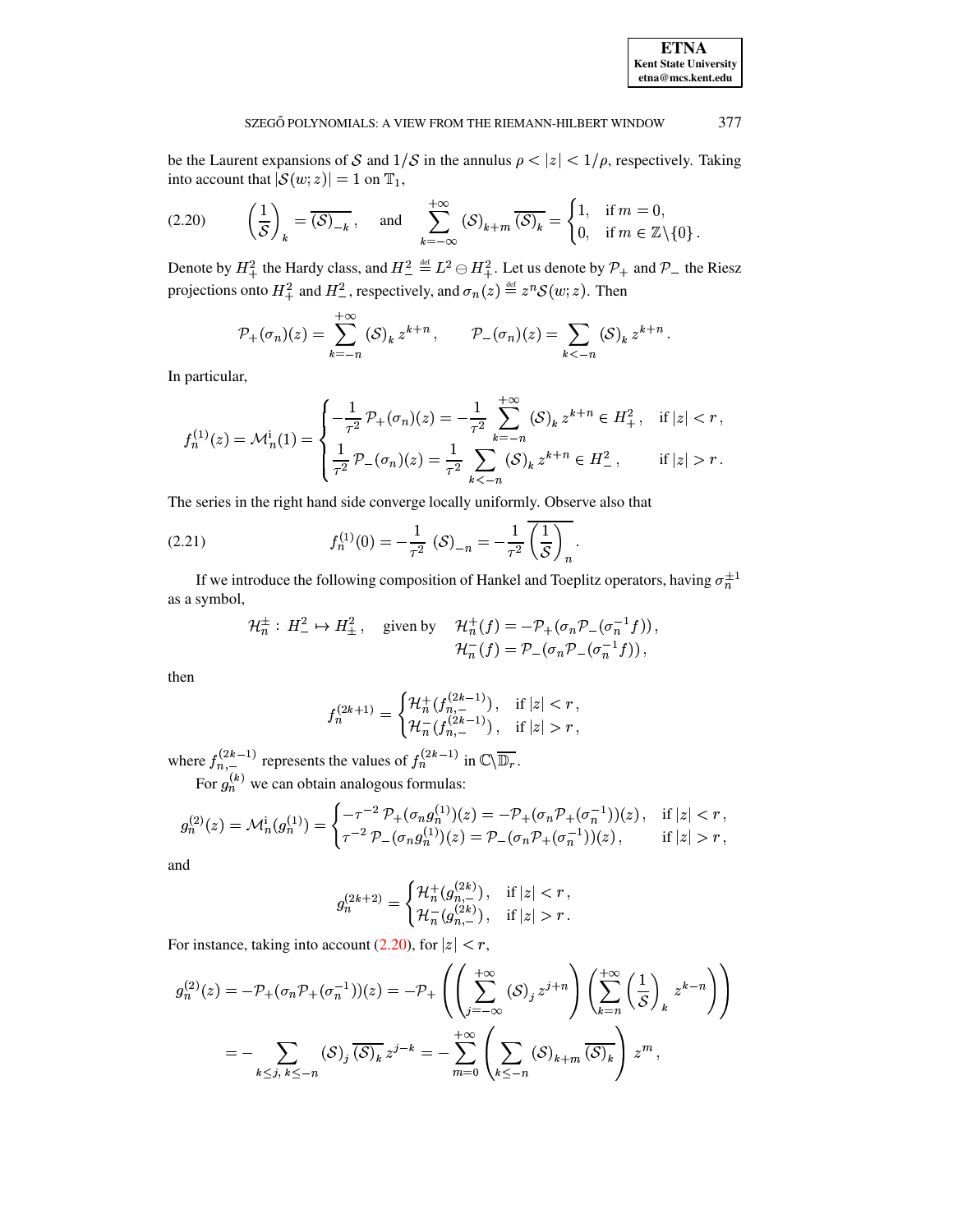be the Laurent expansions of $\mathcal{S}$ and $1/\mathcal{S}$ in the annulus $\rho < |z| < 1/\rho$, respectively. Taking into account that $|\mathcal{S}(w;z)| = 1$ on $\mathbb{T}_1$,

$$\left(\frac{1}{\mathcal{S}}\right)_k = \overline{(\mathcal{S})_{-k}}\,, \quad \text{and} \quad \sum_{k=-\infty}^{+\infty} (\mathcal{S})_{k+m}\,\overline{(\mathcal{S})_k} = \begin{cases} 1, & \text{if } m = 0, \\ 0, & \text{if } m \in \mathbb{Z}\setminus\{0\}\,. \end{cases} \tag{2.20}$$

Denote by $H^2_+$ the Hardy class, and $H^2_- \stackrel{\text{def}}{=} L^2 \ominus H^2_+$. Let us denote by $\mathcal{P}_+$ and $\mathcal{P}_-$ the Riesz projections onto $H^2_+$ and $H^2_-$, respectively, and $\sigma_n(z) \stackrel{\text{def}}{=} z^n \mathcal{S}(w;z)$. Then

$$\mathcal{P}_+(\sigma_n)(z) = \sum_{k=-n}^{+\infty} (\mathcal{S})_k\, z^{k+n}\,, \qquad \mathcal{P}_-(\sigma_n)(z) = \sum_{k<-n} (\mathcal{S})_k\, z^{k+n}\,.$$

In particular,

$$f_n^{(1)}(z) = \mathcal{M}_n^{\mathrm{i}}(1) = \begin{cases} -\dfrac{1}{\tau^2}\,\mathcal{P}_+(\sigma_n)(z) = -\dfrac{1}{\tau^2}\displaystyle\sum_{k=-n}^{+\infty} (\mathcal{S})_k\, z^{k+n} \in H^2_+\,, & \text{if } |z| < r\,, \\ \dfrac{1}{\tau^2}\,\mathcal{P}_-(\sigma_n)(z) = \dfrac{1}{\tau^2}\displaystyle\sum_{k<-n} (\mathcal{S})_k\, z^{k+n} \in H^2_-\,, & \text{if } |z| > r\,. \end{cases}$$

The series in the right hand side converge locally uniformly. Observe also that

$$f_n^{(1)}(0) = -\frac{1}{\tau^2}\,(\mathcal{S})_{-n} = -\frac{1}{\tau^2}\,\overline{\left(\frac{1}{\mathcal{S}}\right)_n}\,. \tag{2.21}$$

If we introduce the following composition of Hankel and Toeplitz operators, having $\sigma_n^{\pm 1}$ as a symbol,

$$\mathcal{H}_n^{\pm} : H^2_- \mapsto H^2_\pm\,, \quad \text{given by} \quad \begin{aligned} \mathcal{H}_n^+(f) &= -\mathcal{P}_+(\sigma_n \mathcal{P}_-(\sigma_n^{-1} f))\,, \\ \mathcal{H}_n^-(f) &= \mathcal{P}_-(\sigma_n \mathcal{P}_-(\sigma_n^{-1} f))\,, \end{aligned}$$

then

$$f_n^{(2k+1)} = \begin{cases} \mathcal{H}_n^+(f_{n,-}^{(2k-1)})\,, & \text{if } |z| < r\,, \\ \mathcal{H}_n^-(f_{n,-}^{(2k-1)})\,, & \text{if } |z| > r\,, \end{cases}$$

where $f_{n,-}^{(2k-1)}$ represents the values of $f_n^{(2k-1)}$ in $\mathbb{C}\setminus\overline{\mathbb{D}_r}$.

For $g_n^{(k)}$ we can obtain analogous formulas:

$$g_n^{(2)}(z) = \mathcal{M}_n^{\mathrm{i}}(g_n^{(1)}) = \begin{cases} -\tau^{-2}\,\mathcal{P}_+(\sigma_n g_n^{(1)})(z) = -\mathcal{P}_+(\sigma_n \mathcal{P}_+(\sigma_n^{-1}))(z)\,, & \text{if } |z| < r\,, \\ \tau^{-2}\,\mathcal{P}_-(\sigma_n g_n^{(1)})(z) = \mathcal{P}_-(\sigma_n \mathcal{P}_+(\sigma_n^{-1}))(z)\,, & \text{if } |z| > r\,, \end{cases}$$

and

$$g_n^{(2k+2)} = \begin{cases} \mathcal{H}_n^+(g_{n,-}^{(2k)})\,, & \text{if } |z| < r\,, \\ \mathcal{H}_n^-(g_{n,-}^{(2k)})\,, & \text{if } |z| > r\,. \end{cases}$$

For instance, taking into account (2.20), for $|z| < r$,

$$\begin{aligned} g_n^{(2)}(z) = -\mathcal{P}_+(\sigma_n \mathcal{P}_+(\sigma_n^{-1}))(z) &= -\mathcal{P}_+\left(\left(\sum_{j=-\infty}^{+\infty} (\mathcal{S})_j\, z^{j+n}\right)\left(\sum_{k=n}^{+\infty} \left(\frac{1}{\mathcal{S}}\right)_k z^{k-n}\right)\right) \\ &= -\sum_{k\le j,\ k\le -n} (\mathcal{S})_j\,\overline{(\mathcal{S})_k}\, z^{j-k} = -\sum_{m=0}^{+\infty}\left(\sum_{k\le -n} (\mathcal{S})_{k+m}\,\overline{(\mathcal{S})_k}\right) z^m\,, \end{aligned}$$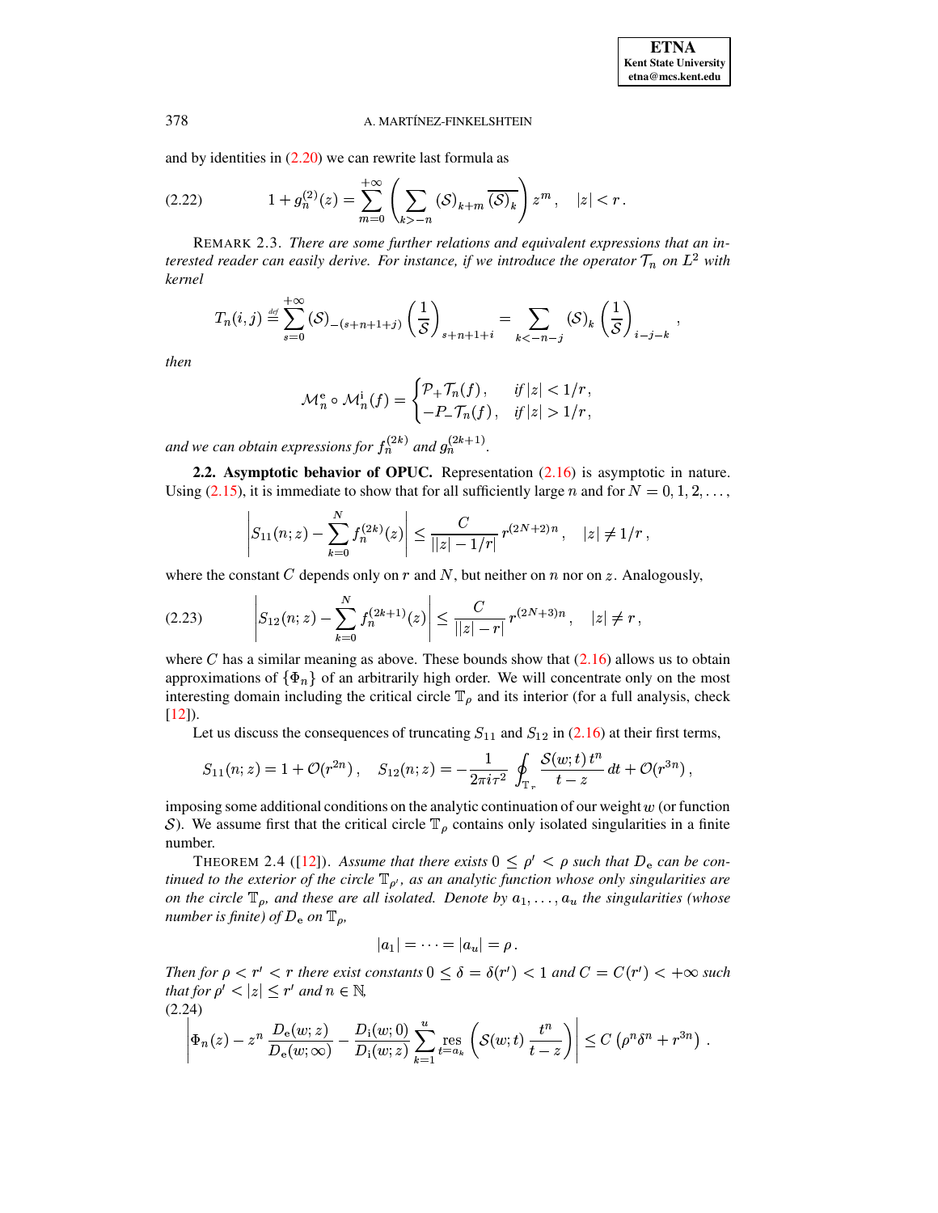and by identities in (2.20) we can rewrite last formula as

$$1 + g_n^{(2)}(z) = \sum_{m=0}^{+\infty} \left( \sum_{k>-n} (\mathcal{S})_{k+m} \, \overline{(\mathcal{S})_k} \right) z^m \,, \quad |z| < r \,. \tag{2.22}$$

REMARK 2.3. *There are some further relations and equivalent expressions that an interested reader can easily derive. For instance, if we introduce the operator $\mathcal{T}_n$ on $L^2$ with kernel*

$$T_n(i,j) \stackrel{def}{=} \sum_{s=0}^{+\infty} (\mathcal{S})_{-(s+n+1+j)} \left( \frac{1}{\mathcal{S}} \right)_{s+n+1+i} = \sum_{k<-n-j} (\mathcal{S})_k \left( \frac{1}{\mathcal{S}} \right)_{i-j-k} \,,$$

*then*

$$\mathcal{M}_n^{\mathrm{e}} \circ \mathcal{M}_n^{\mathrm{i}}(f) = \begin{cases} \mathcal{P}_+ \mathcal{T}_n(f) \,, & \text{if } |z| < 1/r \,, \\ -P_- \mathcal{T}_n(f) \,, & \text{if } |z| > 1/r \,, \end{cases}$$

*and we can obtain expressions for $f_n^{(2k)}$ and $g_n^{(2k+1)}$.*

**2.2. Asymptotic behavior of OPUC.** Representation (2.16) is asymptotic in nature. Using (2.15), it is immediate to show that for all sufficiently large $n$ and for $N = 0, 1, 2, \dots$,

$$\left| S_{11}(n;z) - \sum_{k=0}^{N} f_n^{(2k)}(z) \right| \leq \frac{C}{||z| - 1/r|} \, r^{(2N+2)n} \,, \quad |z| \neq 1/r \,,$$

where the constant $C$ depends only on $r$ and $N$, but neither on $n$ nor on $z$. Analogously,

$$\left| S_{12}(n;z) - \sum_{k=0}^{N} f_n^{(2k+1)}(z) \right| \leq \frac{C}{||z| - r|} \, r^{(2N+3)n} \,, \quad |z| \neq r \,, \tag{2.23}$$

where $C$ has a similar meaning as above. These bounds show that (2.16) allows us to obtain approximations of $\{\Phi_n\}$ of an arbitrarily high order. We will concentrate only on the most interesting domain including the critical circle $\mathbb{T}_\rho$ and its interior (for a full analysis, check [12]).

Let us discuss the consequences of truncating $S_{11}$ and $S_{12}$ in (2.16) at their first terms,

$$S_{11}(n;z) = 1 + \mathcal{O}(r^{2n}) \,, \quad S_{12}(n;z) = -\frac{1}{2\pi i \tau^2} \oint_{\mathbb{T}_r} \frac{\mathcal{S}(w;t) \, t^n}{t - z} \, dt + \mathcal{O}(r^{3n}) \,,$$

imposing some additional conditions on the analytic continuation of our weight $w$ (or function $\mathcal{S}$). We assume first that the critical circle $\mathbb{T}_\rho$ contains only isolated singularities in a finite number.

THEOREM 2.4 ([12]). *Assume that there exists $0 \leq \rho' < \rho$ such that $D_{\mathrm{e}}$ can be continued to the exterior of the circle $\mathbb{T}_{\rho'}$, as an analytic function whose only singularities are on the circle $\mathbb{T}_\rho$, and these are all isolated. Denote by $a_1, \dots, a_u$ the singularities (whose number is finite) of $D_{\mathrm{e}}$ on $\mathbb{T}_\rho$,*

$$|a_1| = \dots = |a_u| = \rho \,.$$

*Then for $\rho < r' < r$ there exist constants $0 \leq \delta = \delta(r') < 1$ and $C = C(r') < +\infty$ such that for $\rho' < |z| \leq r'$ and $n \in \mathbb{N}$,*

$$\left| \Phi_n(z) - z^n \frac{D_{\mathrm{e}}(w;z)}{D_{\mathrm{e}}(w;\infty)} - \frac{D_{\mathrm{i}}(w;0)}{D_{\mathrm{i}}(w;z)} \sum_{k=1}^{u} \operatorname*{res}_{t=a_k} \left( \mathcal{S}(w;t) \, \frac{t^n}{t-z} \right) \right| \leq C \left( \rho^n \delta^n + r^{3n} \right) \,. \tag{2.24}$$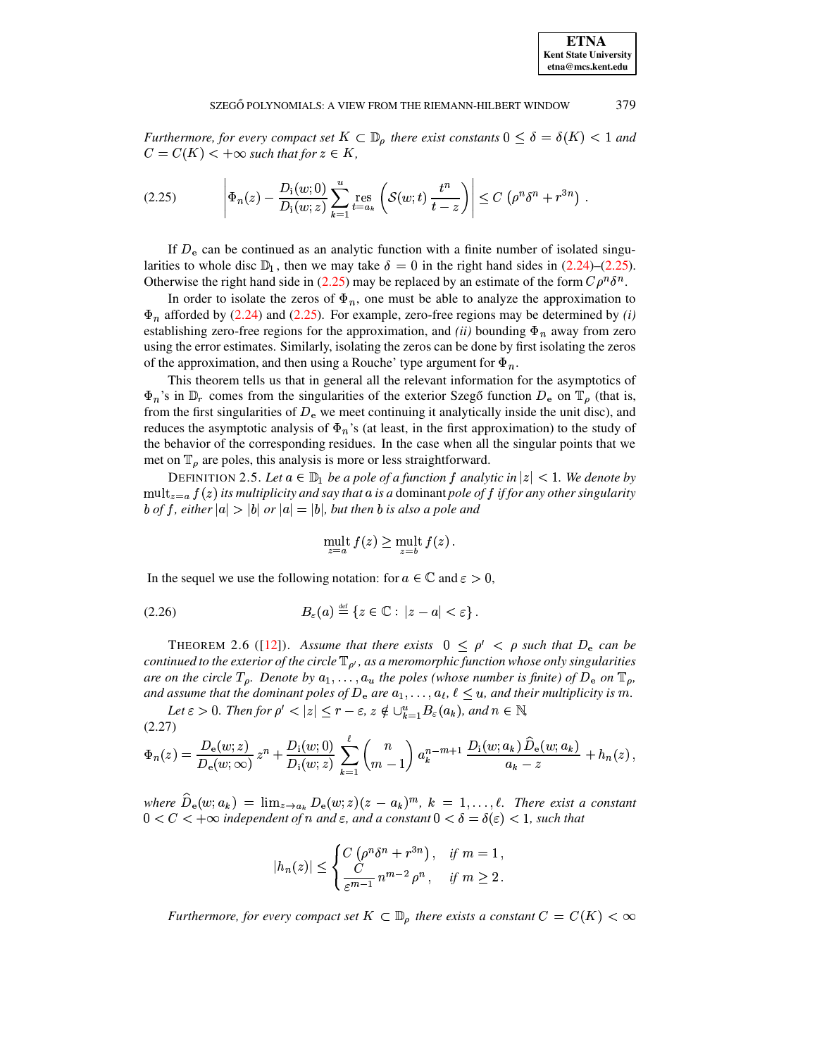*Furthermore, for every compact set $K \subset \mathbb{D}_\rho$ there exist constants $0 \le \delta = \delta(K) < 1$ and $C = C(K) < +\infty$ such that for $z \in K$,*

$$\left| \Phi_n(z) - \frac{D_{\rm i}(w;0)}{D_{\rm i}(w;z)} \sum_{k=1}^{u} \operatorname*{res}_{t=a_k} \left( \mathcal{S}(w;t)\, \frac{t^n}{t-z} \right) \right| \le C \left( \rho^n \delta^n + r^{3n} \right) . \tag{2.25}$$

If $D_{\rm e}$ can be continued as an analytic function with a finite number of isolated singularities to whole disc $\mathbb{D}_1$, then we may take $\delta = 0$ in the right hand sides in (2.24)–(2.25). Otherwise the right hand side in (2.25) may be replaced by an estimate of the form $C\rho^n\delta^n$.

In order to isolate the zeros of $\Phi_n$, one must be able to analyze the approximation to $\Phi_n$ afforded by (2.24) and (2.25). For example, zero-free regions may be determined by *(i)* establishing zero-free regions for the approximation, and *(ii)* bounding $\Phi_n$ away from zero using the error estimates. Similarly, isolating the zeros can be done by first isolating the zeros of the approximation, and then using a Rouche' type argument for $\Phi_n$.

This theorem tells us that in general all the relevant information for the asymptotics of $\Phi_n$'s in $\mathbb{D}_r$ comes from the singularities of the exterior Szegő function $D_{\rm e}$ on $\mathbb{T}_\rho$ (that is, from the first singularities of $D_{\rm e}$ we meet continuing it analytically inside the unit disc), and reduces the asymptotic analysis of $\Phi_n$'s (at least, in the first approximation) to the study of the behavior of the corresponding residues. In the case when all the singular points that we met on $\mathbb{T}_\rho$ are poles, this analysis is more or less straightforward.

DEFINITION 2.5. *Let $a \in \mathbb{D}_1$ be a pole of a function $f$ analytic in $|z| < 1$. We denote by $\operatorname{mult}_{z=a} f(z)$ its multiplicity and say that $a$ is a* dominant *pole of $f$ if for any other singularity $b$ of $f$, either $|a| > |b|$ or $|a| = |b|$, but then $b$ is also a pole and*

$$\operatorname*{mult}_{z=a} f(z) \ge \operatorname*{mult}_{z=b} f(z) .$$

In the sequel we use the following notation: for $a \in \mathbb{C}$ and $\varepsilon > 0$,

$$B_\varepsilon(a) \stackrel{\rm def}{=} \{ z \in \mathbb{C} : \, |z - a| < \varepsilon \} . \tag{2.26}$$

THEOREM 2.6 ([12]). *Assume that there exists $0 \le \rho' < \rho$ such that $D_{\rm e}$ can be continued to the exterior of the circle $\mathbb{T}_{\rho'}$, as a meromorphic function whose only singularities are on the circle $T_\rho$. Denote by $a_1, \dots, a_u$ the poles (whose number is finite) of $D_{\rm e}$ on $\mathbb{T}_\rho$, and assume that the dominant poles of $D_{\rm e}$ are $a_1, \dots, a_\ell$, $\ell \le u$, and their multiplicity is $m$.*

*Let $\varepsilon > 0$. Then for $\rho' < |z| \le r - \varepsilon$, $z \notin \cup_{k=1}^{u} B_\varepsilon(a_k)$, and $n \in \mathbb{N}$,*

$$\Phi_n(z) = \frac{D_{\rm e}(w;z)}{D_{\rm e}(w;\infty)}\, z^n + \frac{D_{\rm i}(w;0)}{D_{\rm i}(w;z)} \sum_{k=1}^{\ell} \binom{n}{m-1} a_k^{n-m+1}\, \frac{D_{\rm i}(w;a_k)\, \widehat{D}_{\rm e}(w;a_k)}{a_k - z} + h_n(z) , \tag{2.27}$$

*where $\widehat{D}_{\rm e}(w;a_k) = \lim_{z\to a_k} D_{\rm e}(w;z)(z-a_k)^m$, $k = 1, \dots, \ell$. There exist a constant $0 < C < +\infty$ independent of $n$ and $\varepsilon$, and a constant $0 < \delta = \delta(\varepsilon) < 1$, such that*

$$|h_n(z)| \le \begin{cases} C\left(\rho^n \delta^n + r^{3n}\right), & \text{if } m = 1 , \\ \dfrac{C}{\varepsilon^{m-1}}\, n^{m-2} \rho^n , & \text{if } m \ge 2 . \end{cases}$$

*Furthermore, for every compact set $K \subset \mathbb{D}_\rho$ there exists a constant $C = C(K) < \infty$*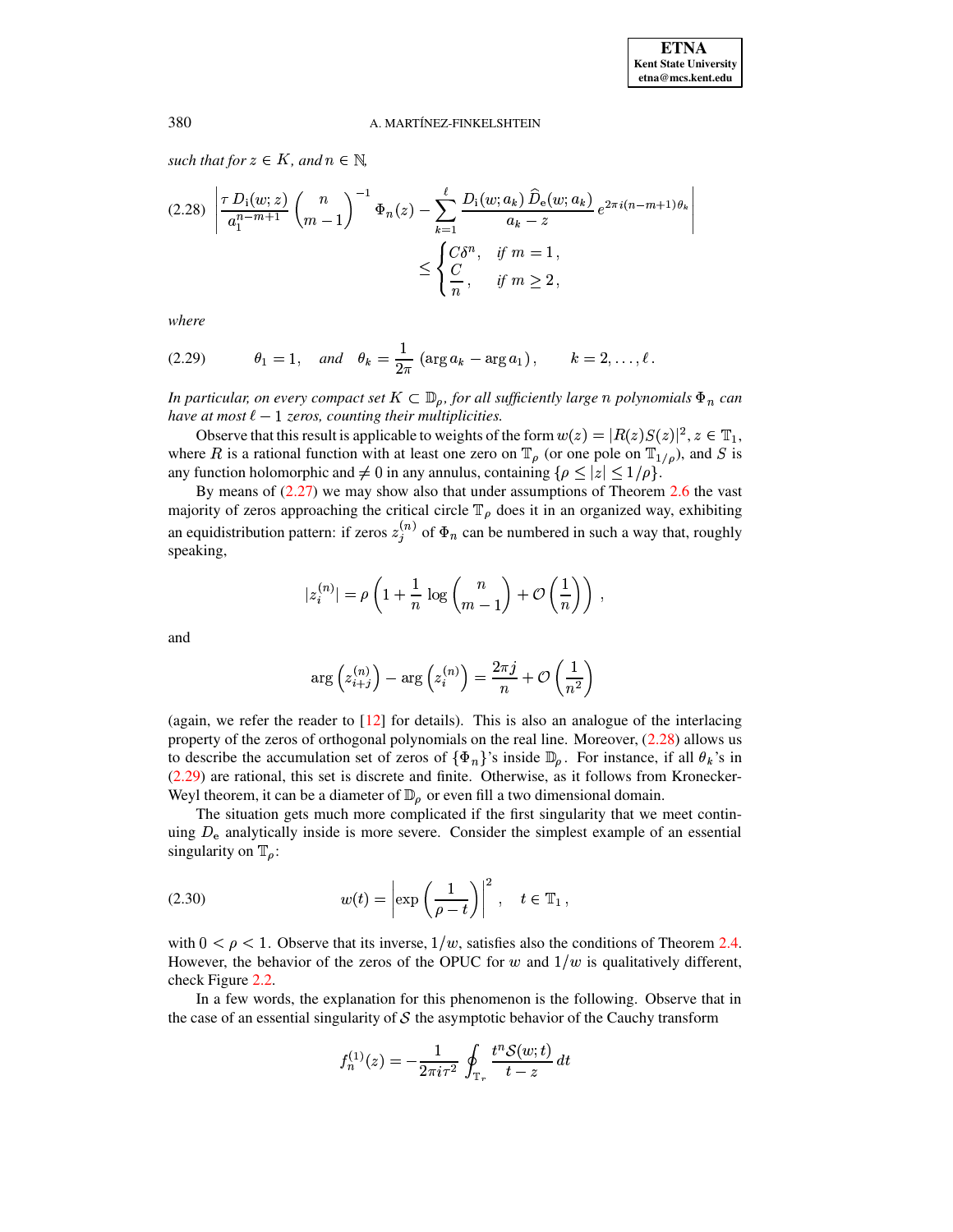*such that for $z \in K$, and $n \in \mathbb{N}$,*

$$
\left| \frac{\tau\, D_{\mathrm{i}}(w; z)}{a_1^{n-m+1}} \binom{n}{m-1}^{-1} \Phi_n(z) - \sum_{k=1}^{\ell} \frac{D_{\mathrm{i}}(w; a_k)\, \widehat{D}_{\mathrm{e}}(w; a_k)}{a_k - z}\, e^{2\pi i (n-m+1)\theta_k} \right| \leq \begin{cases} C\delta^n, & \text{if } m = 1\,, \\ \dfrac{C}{n}\,, & \text{if } m \geq 2\,, \end{cases} \tag{2.28}
$$

*where*

$$
\theta_1 = 1, \quad \text{and} \quad \theta_k = \frac{1}{2\pi}\,(\arg a_k - \arg a_1)\,, \qquad k = 2, \ldots, \ell\,. \tag{2.29}
$$

*In particular, on every compact set $K \subset \mathbb{D}_\rho$, for all sufficiently large $n$ polynomials $\Phi_n$ can have at most $\ell - 1$ zeros, counting their multiplicities.*

Observe that this result is applicable to weights of the form $w(z) = |R(z) S(z)|^2$, $z \in \mathbb{T}_1$, where $R$ is a rational function with at least one zero on $\mathbb{T}_\rho$ (or one pole on $\mathbb{T}_{1/\rho}$), and $S$ is any function holomorphic and $\neq 0$ in any annulus, containing $\{\rho \leq |z| \leq 1/\rho\}$.

By means of (2.27) we may show also that under assumptions of Theorem 2.6 the vast majority of zeros approaching the critical circle $\mathbb{T}_\rho$ does it in an organized way, exhibiting an equidistribution pattern: if zeros $z_j^{(n)}$ of $\Phi_n$ can be numbered in such a way that, roughly speaking,

$$
|z_i^{(n)}| = \rho \left( 1 + \frac{1}{n} \log \binom{n}{m-1} + \mathcal{O}\left(\frac{1}{n}\right) \right)\,,
$$

and

$$
\arg\left(z_{i+j}^{(n)}\right) - \arg\left(z_i^{(n)}\right) = \frac{2\pi j}{n} + \mathcal{O}\left(\frac{1}{n^2}\right)
$$

(again, we refer the reader to [12] for details). This is also an analogue of the interlacing property of the zeros of orthogonal polynomials on the real line. Moreover, (2.28) allows us to describe the accumulation set of zeros of $\{\Phi_n\}$'s inside $\mathbb{D}_\rho$. For instance, if all $\theta_k$'s in (2.29) are rational, this set is discrete and finite. Otherwise, as it follows from Kronecker-Weyl theorem, it can be a diameter of $\mathbb{D}_\rho$ or even fill a two dimensional domain.

The situation gets much more complicated if the first singularity that we meet continuing $D_{\mathrm{e}}$ analytically inside is more severe. Consider the simplest example of an essential singularity on $\mathbb{T}_\rho$:

$$
w(t) = \left| \exp\left( \frac{1}{\rho - t} \right) \right|^2, \quad t \in \mathbb{T}_1\,, \tag{2.30}
$$

with $0 < \rho < 1$. Observe that its inverse, $1/w$, satisfies also the conditions of Theorem 2.4. However, the behavior of the zeros of the OPUC for $w$ and $1/w$ is qualitatively different, check Figure 2.2.

In a few words, the explanation for this phenomenon is the following. Observe that in the case of an essential singularity of $\mathcal{S}$ the asymptotic behavior of the Cauchy transform

$$
f_n^{(1)}(z) = -\frac{1}{2\pi i \tau^2} \oint_{\mathbb{T}_r} \frac{t^n \mathcal{S}(w; t)}{t - z}\, dt
$$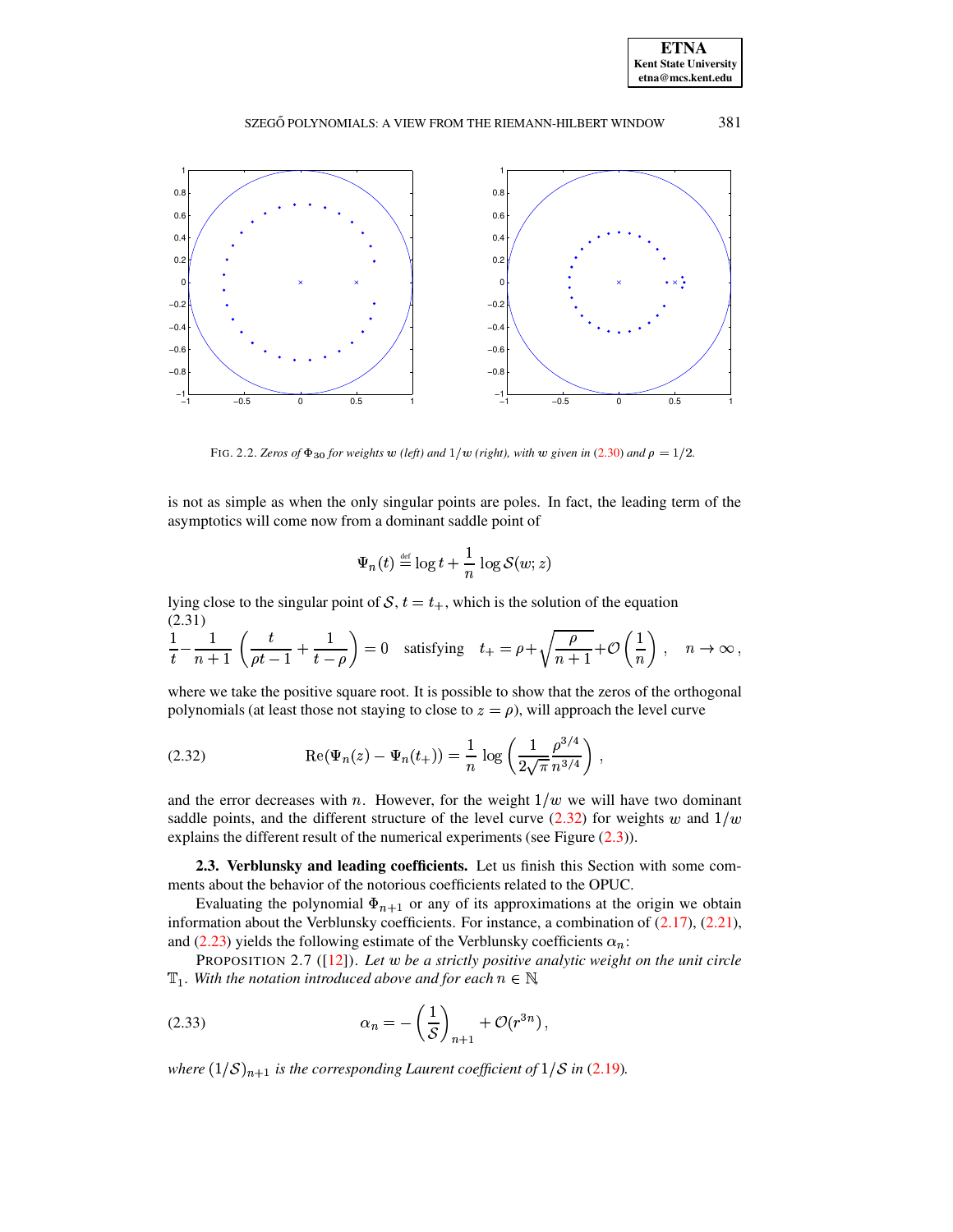FIG. 2.2. *Zeros of $\Phi_{30}$ for weights $w$ (left) and $1/w$ (right), with $w$ given in (2.30) and $\rho = 1/2$.*

is not as simple as when the only singular points are poles. In fact, the leading term of the asymptotics will come now from a dominant saddle point of

$$\Psi_n(t) \stackrel{\text{def}}{=} \log t + \frac{1}{n} \log \mathcal{S}(w; z)$$

lying close to the singular point of $\mathcal{S}$, $t = t_+$, which is the solution of the equation

$$\frac{1}{t} - \frac{1}{n+1}\left(\frac{t}{\rho t - 1} + \frac{1}{t-\rho}\right) = 0 \quad \text{satisfying} \quad t_+ = \rho + \sqrt{\frac{\rho}{n+1}} + \mathcal{O}\left(\frac{1}{n}\right), \quad n \to \infty, \tag{2.31}$$

where we take the positive square root. It is possible to show that the zeros of the orthogonal polynomials (at least those not staying to close to $z = \rho$), will approach the level curve

$$\operatorname{Re}(\Psi_n(z) - \Psi_n(t_+)) = \frac{1}{n} \log\left(\frac{1}{2\sqrt{\pi}} \frac{\rho^{3/4}}{n^{3/4}}\right), \tag{2.32}$$

and the error decreases with $n$. However, for the weight $1/w$ we will have two dominant saddle points, and the different structure of the level curve (2.32) for weights $w$ and $1/w$ explains the different result of the numerical experiments (see Figure (2.3)).

**2.3. Verblunsky and leading coefficients.** Let us finish this Section with some comments about the behavior of the notorious coefficients related to the OPUC.

Evaluating the polynomial $\Phi_{n+1}$ or any of its approximations at the origin we obtain information about the Verblunsky coefficients. For instance, a combination of (2.17), (2.21), and (2.23) yields the following estimate of the Verblunsky coefficients $\alpha_n$:

PROPOSITION 2.7 ([12]). *Let $w$ be a strictly positive analytic weight on the unit circle $\mathbb{T}_1$. With the notation introduced above and for each $n \in \mathbb{N}$,*

$$\alpha_n = -\left(\frac{1}{\mathcal{S}}\right)_{n+1} + \mathcal{O}(r^{3n}), \tag{2.33}$$

*where $(1/\mathcal{S})_{n+1}$ is the corresponding Laurent coefficient of $1/\mathcal{S}$ in (2.19).*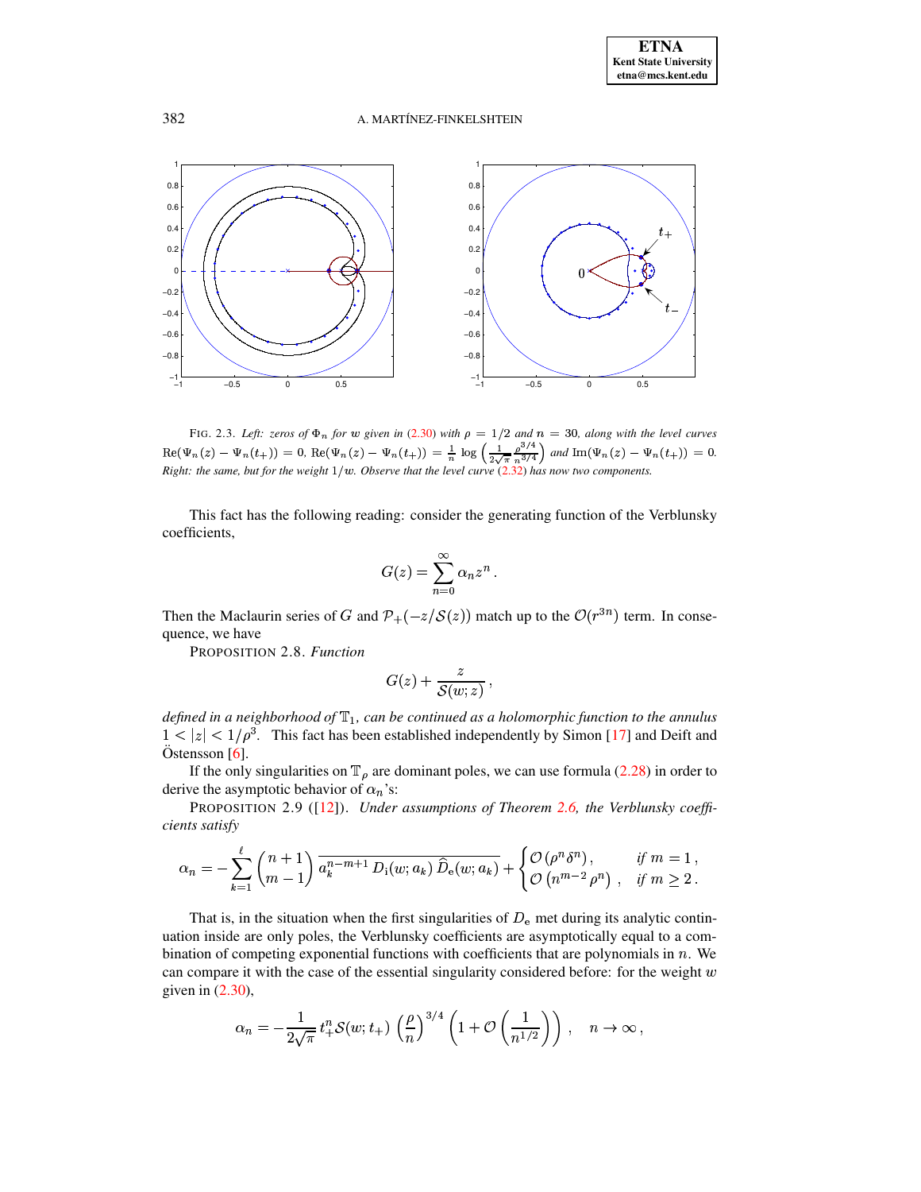FIG. 2.3. *Left: zeros of* $\Phi_n$ *for* $w$ *given in* (2.30) *with* $\rho = 1/2$ *and* $n = 30$*, along with the level curves* $\mathrm{Re}(\Psi_n(z) - \Psi_n(t_+)) = 0$, $\mathrm{Re}(\Psi_n(z) - \Psi_n(t_+)) = \frac{1}{n}\log\left(\frac{1}{2\sqrt{\pi}}\frac{\rho^{3/4}}{n^{3/4}}\right)$ *and* $\mathrm{Im}(\Psi_n(z) - \Psi_n(t_+)) = 0$*. Right: the same, but for the weight* $1/w$*. Observe that the level curve* (2.32) *has now two components.*

This fact has the following reading: consider the generating function of the Verblunsky coefficients,

$$G(z) = \sum_{n=0}^{\infty} \alpha_n z^n .$$

Then the Maclaurin series of $G$ and $\mathcal{P}_+(-z/\mathcal{S}(z))$ match up to the $\mathcal{O}(r^{3n})$ term. In consequence, we have

PROPOSITION 2.8. *Function*

$$G(z) + \frac{z}{\mathcal{S}(w;z)} ,$$

*defined in a neighborhood of* $\mathbb{T}_1$*, can be continued as a holomorphic function to the annulus* $1 < |z| < 1/\rho^3$. This fact has been established independently by Simon [17] and Deift and Östensson [6].

If the only singularities on $\mathbb{T}_\rho$ are dominant poles, we can use formula (2.28) in order to derive the asymptotic behavior of $\alpha_n$'s:

PROPOSITION 2.9 ([12]). *Under assumptions of Theorem 2.6, the Verblunsky coefficients satisfy*

$$\alpha_n = -\sum_{k=1}^{\ell} \binom{n+1}{m-1} \overline{a_k^{n-m+1}\, D_{\mathrm{i}}(w;a_k)\, \widehat{D}_{\mathrm{e}}(w;a_k)} + \begin{cases} \mathcal{O}\left(\rho^n \delta^n\right), & \text{if } m = 1 , \\ \mathcal{O}\left(n^{m-2}\rho^n\right) , & \text{if } m \geq 2 . \end{cases}$$

That is, in the situation when the first singularities of $D_{\mathrm{e}}$ met during its analytic continuation inside are only poles, the Verblunsky coefficients are asymptotically equal to a combination of competing exponential functions with coefficients that are polynomials in $n$. We can compare it with the case of the essential singularity considered before: for the weight $w$ given in (2.30),

$$\alpha_n = -\frac{1}{2\sqrt{\pi}}\, t_+^n \mathcal{S}(w;t_+) \left(\frac{\rho}{n}\right)^{3/4} \left(1 + \mathcal{O}\left(\frac{1}{n^{1/2}}\right)\right) , \quad n \to \infty ,$$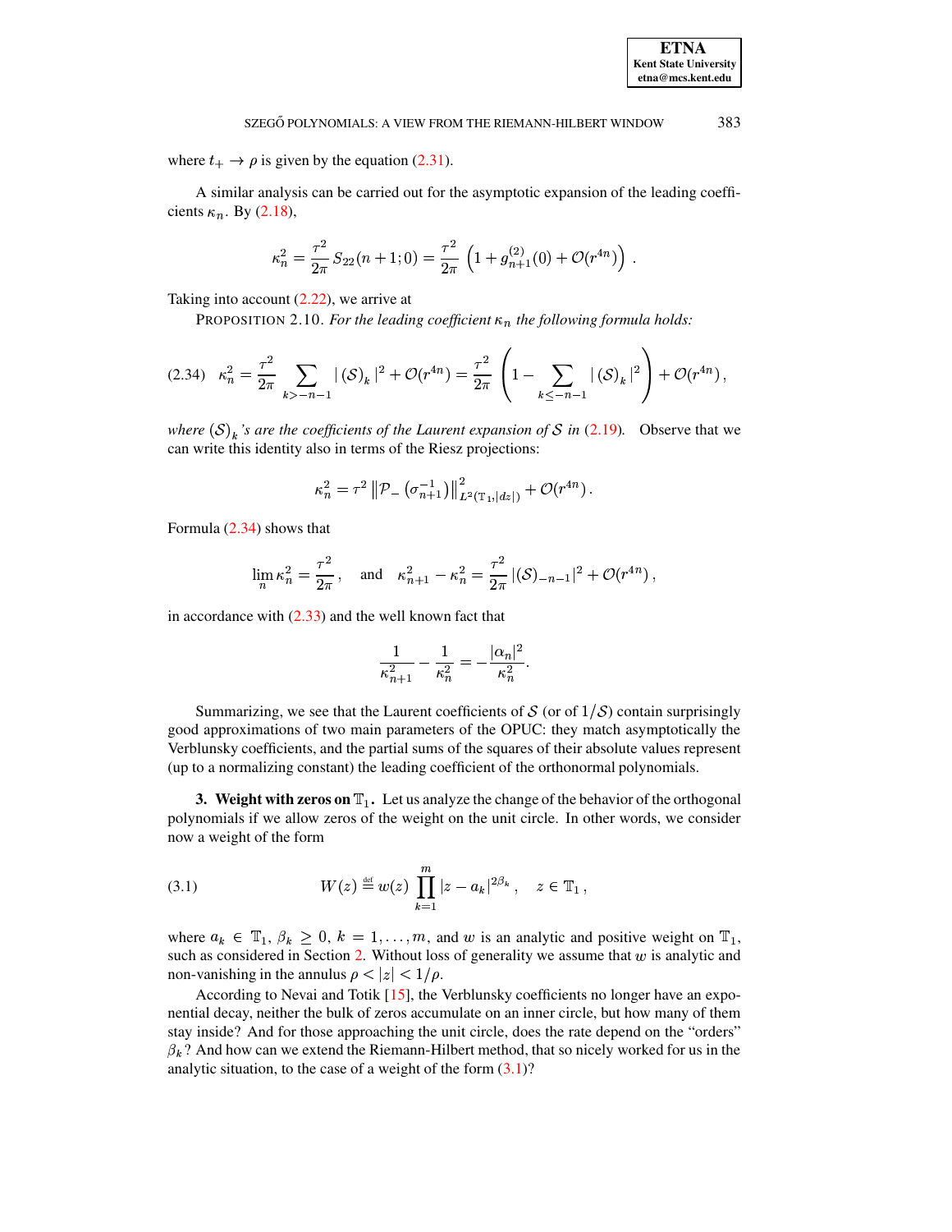where $t_+ \to \rho$ is given by the equation (2.31).

A similar analysis can be carried out for the asymptotic expansion of the leading coefficients $\kappa_n$. By (2.18),

$$\kappa_n^2 = \frac{\tau^2}{2\pi} S_{22}(n+1;0) = \frac{\tau^2}{2\pi} \left(1 + g_{n+1}^{(2)}(0) + \mathcal{O}(r^{4n})\right) .$$

Taking into account (2.22), we arrive at

PROPOSITION 2.10. *For the leading coefficient $\kappa_n$ the following formula holds:*

$$\kappa_n^2 = \frac{\tau^2}{2\pi} \sum_{k>-n-1} |\left(\mathcal{S}\right)_k|^2 + \mathcal{O}(r^{4n}) = \frac{\tau^2}{2\pi} \left(1 - \sum_{k\leq -n-1} |\left(\mathcal{S}\right)_k|^2\right) + \mathcal{O}(r^{4n}) , \tag{2.34}$$

*where $\left(\mathcal{S}\right)_k$'s are the coefficients of the Laurent expansion of $\mathcal{S}$ in (2.19).* Observe that we can write this identity also in terms of the Riesz projections:

$$\kappa_n^2 = \tau^2 \left\|\mathcal{P}_- \left(\sigma_{n+1}^{-1}\right)\right\|^2_{L^2(\mathbb{T}_1,|dz|)} + \mathcal{O}(r^{4n}) .$$

Formula (2.34) shows that

$$\lim_n \kappa_n^2 = \frac{\tau^2}{2\pi} , \quad \text{and} \quad \kappa_{n+1}^2 - \kappa_n^2 = \frac{\tau^2}{2\pi} |(\mathcal{S})_{-n-1}|^2 + \mathcal{O}(r^{4n}) ,$$

in accordance with (2.33) and the well known fact that

$$\frac{1}{\kappa_{n+1}^2} - \frac{1}{\kappa_n^2} = -\frac{|\alpha_n|^2}{\kappa_n^2} .$$

Summarizing, we see that the Laurent coefficients of $\mathcal{S}$ (or of $1/\mathcal{S}$) contain surprisingly good approximations of two main parameters of the OPUC: they match asymptotically the Verblunsky coefficients, and the partial sums of the squares of their absolute values represent (up to a normalizing constant) the leading coefficient of the orthonormal polynomials.

## 3. Weight with zeros on $\mathbb{T}_1$.

Let us analyze the change of the behavior of the orthogonal polynomials if we allow zeros of the weight on the unit circle. In other words, we consider now a weight of the form

$$W(z) \stackrel{\text{def}}{=} w(z) \prod_{k=1}^{m} |z - a_k|^{2\beta_k} , \quad z \in \mathbb{T}_1 , \tag{3.1}$$

where $a_k \in \mathbb{T}_1$, $\beta_k \geq 0$, $k = 1, \ldots, m$, and $w$ is an analytic and positive weight on $\mathbb{T}_1$, such as considered in Section 2. Without loss of generality we assume that $w$ is analytic and non-vanishing in the annulus $\rho < |z| < 1/\rho$.

According to Nevai and Totik [15], the Verblunsky coefficients no longer have an exponential decay, neither the bulk of zeros accumulate on an inner circle, but how many of them stay inside? And for those approaching the unit circle, does the rate depend on the "orders" $\beta_k$? And how can we extend the Riemann-Hilbert method, that so nicely worked for us in the analytic situation, to the case of a weight of the form (3.1)?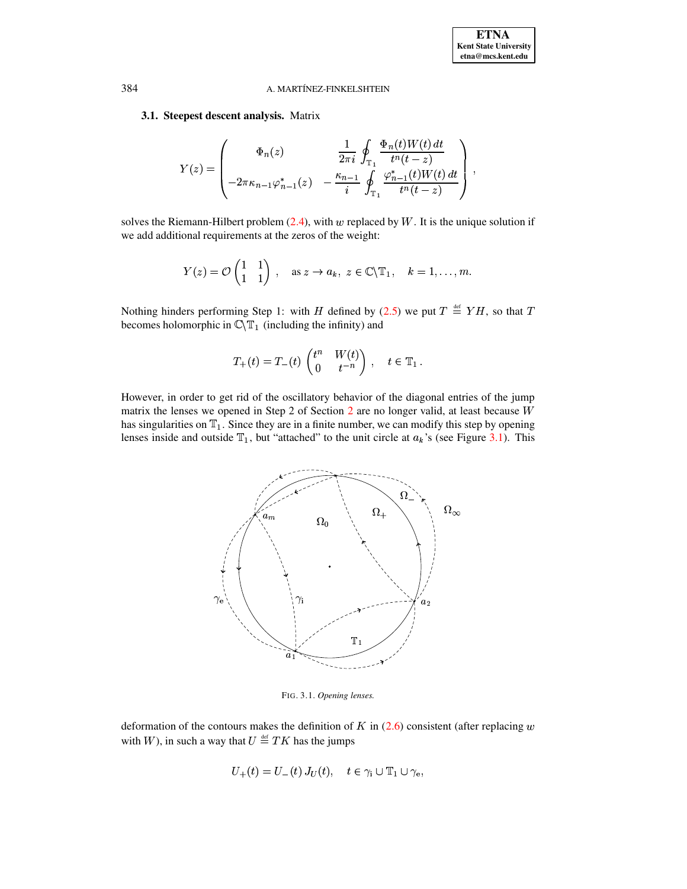**3.1. Steepest descent analysis.** Matrix

$$
Y(z) = \begin{pmatrix} \Phi_n(z) & \dfrac{1}{2\pi i} \displaystyle\oint_{\mathbb{T}_1} \dfrac{\Phi_n(t) W(t)\, dt}{t^n (t-z)} \\ -2\pi \kappa_{n-1} \varphi_{n-1}^*(z) & -\dfrac{\kappa_{n-1}}{i} \displaystyle\oint_{\mathbb{T}_1} \dfrac{\varphi_{n-1}^*(t) W(t)\, dt}{t^n (t-z)} \end{pmatrix},
$$

solves the Riemann-Hilbert problem (2.4), with $w$ replaced by $W$. It is the unique solution if we add additional requirements at the zeros of the weight:

$$
Y(z) = \mathcal{O}\begin{pmatrix} 1 & 1 \\ 1 & 1 \end{pmatrix}, \quad \text{as } z \to a_k,\ z \in \mathbb{C}\setminus\mathbb{T}_1, \quad k = 1, \dots, m.
$$

Nothing hinders performing Step 1: with $H$ defined by (2.5) we put $T \stackrel{\text{def}}{=} YH$, so that $T$ becomes holomorphic in $\mathbb{C}\setminus\mathbb{T}_1$ (including the infinity) and

$$
T_+(t) = T_-(t) \begin{pmatrix} t^n & W(t) \\ 0 & t^{-n} \end{pmatrix}, \quad t \in \mathbb{T}_1 .
$$

However, in order to get rid of the oscillatory behavior of the diagonal entries of the jump matrix the lenses we opened in Step 2 of Section 2 are no longer valid, at least because $W$ has singularities on $\mathbb{T}_1$. Since they are in a finite number, we can modify this step by opening lenses inside and outside $\mathbb{T}_1$, but "attached" to the unit circle at $a_k$'s (see Figure 3.1). This

FIG. 3.1. *Opening lenses.*

deformation of the contours makes the definition of $K$ in (2.6) consistent (after replacing $w$ with $W$), in such a way that $U \stackrel{\text{def}}{=} TK$ has the jumps

$$
U_+(t) = U_-(t)\, J_U(t), \quad t \in \gamma_{\mathrm{i}} \cup \mathbb{T}_1 \cup \gamma_{\mathrm{e}},
$$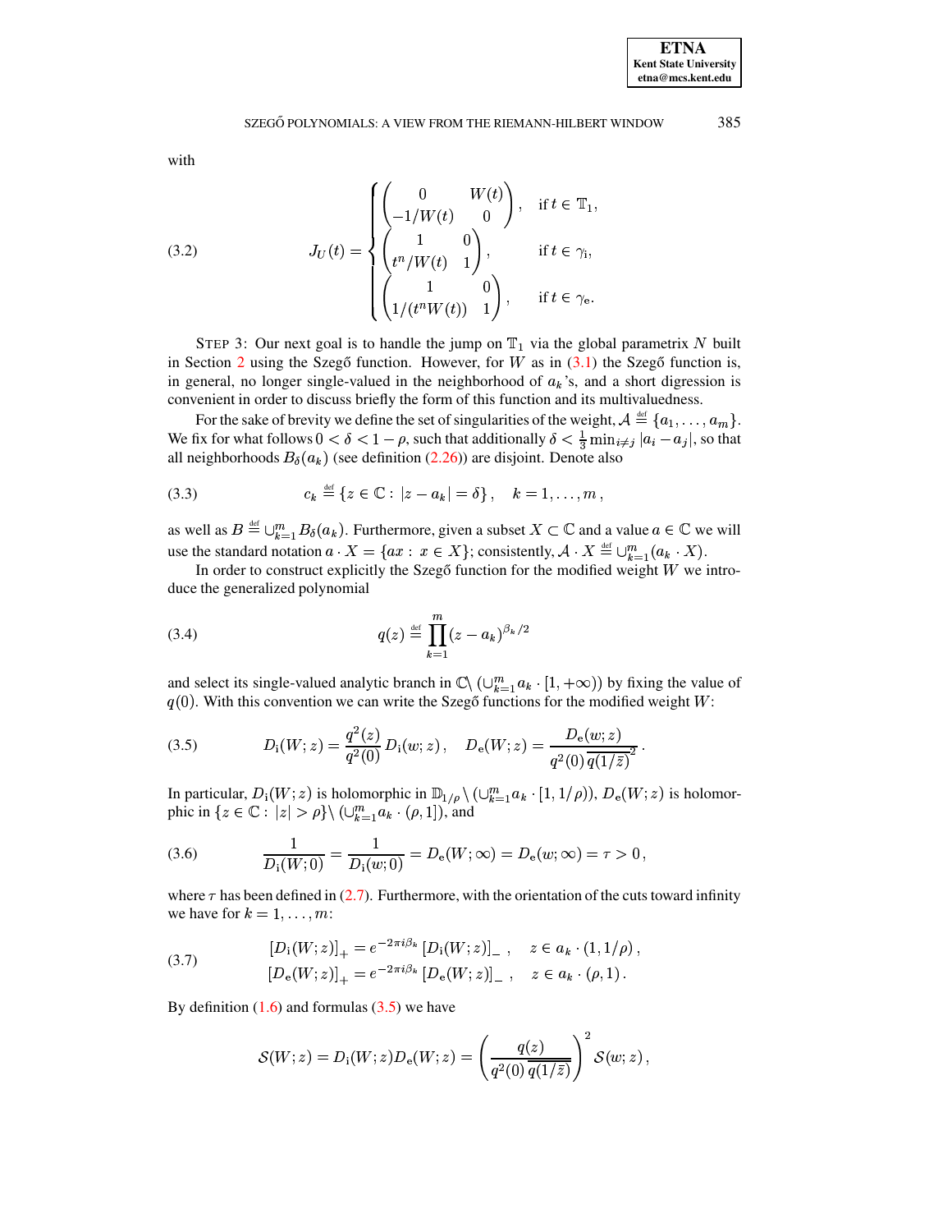with

$$
J_U(t) = \begin{cases} \begin{pmatrix} 0 & W(t) \\ -1/W(t) & 0 \end{pmatrix}, & \text{if } t \in \mathbb{T}_1, \\ \begin{pmatrix} 1 & 0 \\ t^n/W(t) & 1 \end{pmatrix}, & \text{if } t \in \gamma_{\mathrm{i}}, \\ \begin{pmatrix} 1 & 0 \\ 1/(t^n W(t)) & 1 \end{pmatrix}, & \text{if } t \in \gamma_{\mathrm{e}}. \end{cases} \tag{3.2}
$$

STEP 3: Our next goal is to handle the jump on $\mathbb{T}_1$ via the global parametrix $N$ built in Section 2 using the Szegő function. However, for $W$ as in (3.1) the Szegő function is, in general, no longer single-valued in the neighborhood of $a_k$'s, and a short digression is convenient in order to discuss briefly the form of this function and its multivaluedness.

For the sake of brevity we define the set of singularities of the weight, $\mathcal{A} \stackrel{\text{def}}{=} \{a_1, \dots, a_m\}$. We fix for what follows $0 < \delta < 1 - \rho$, such that additionally $\delta < \frac{1}{3} \min_{i \neq j} |a_i - a_j|$, so that all neighborhoods $B_\delta(a_k)$ (see definition (2.26)) are disjoint. Denote also

$$
c_k \stackrel{\text{def}}{=} \{z \in \mathbb{C} : |z - a_k| = \delta\}, \quad k = 1, \dots, m, \tag{3.3}
$$

as well as $B \stackrel{\text{def}}{=} \cup_{k=1}^m B_\delta(a_k)$. Furthermore, given a subset $X \subset \mathbb{C}$ and a value $a \in \mathbb{C}$ we will use the standard notation $a \cdot X = \{ax : x \in X\}$; consistently, $\mathcal{A} \cdot X \stackrel{\text{def}}{=} \cup_{k=1}^m (a_k \cdot X)$.

In order to construct explicitly the Szegő function for the modified weight $W$ we introduce the generalized polynomial

$$
q(z) \stackrel{\text{def}}{=} \prod_{k=1}^m (z - a_k)^{\beta_k/2} \tag{3.4}
$$

and select its single-valued analytic branch in $\mathbb{C} \setminus (\cup_{k=1}^m a_k \cdot [1, +\infty))$ by fixing the value of $q(0)$. With this convention we can write the Szegő functions for the modified weight $W$:

$$
D_{\mathrm{i}}(W; z) = \frac{q^2(z)}{q^2(0)} D_{\mathrm{i}}(w; z), \quad D_{\mathrm{e}}(W; z) = \frac{D_{\mathrm{e}}(w; z)}{q^2(0) \, \overline{q(1/\bar{z})}^2}. \tag{3.5}
$$

In particular, $D_{\mathrm{i}}(W; z)$ is holomorphic in $\mathbb{D}_{1/\rho} \setminus (\cup_{k=1}^m a_k \cdot [1, 1/\rho))$, $D_{\mathrm{e}}(W; z)$ is holomorphic in $\{z \in \mathbb{C} : |z| > \rho\} \setminus (\cup_{k=1}^m a_k \cdot (\rho, 1])$, and

$$
\frac{1}{D_{\mathrm{i}}(W; 0)} = \frac{1}{D_{\mathrm{i}}(w; 0)} = D_{\mathrm{e}}(W; \infty) = D_{\mathrm{e}}(w; \infty) = \tau > 0, \tag{3.6}
$$

where $\tau$ has been defined in (2.7). Furthermore, with the orientation of the cuts toward infinity we have for $k = 1, \dots, m$:

$$
\begin{aligned}
[D_{\mathrm{i}}(W; z)]_+ &= e^{-2\pi i \beta_k} [D_{\mathrm{i}}(W; z)]_-, \quad z \in a_k \cdot (1, 1/\rho), \\
[D_{\mathrm{e}}(W; z)]_+ &= e^{-2\pi i \beta_k} [D_{\mathrm{e}}(W; z)]_-, \quad z \in a_k \cdot (\rho, 1).
\end{aligned} \tag{3.7}
$$

By definition (1.6) and formulas (3.5) we have

$$
\mathcal{S}(W; z) = D_{\mathrm{i}}(W; z) D_{\mathrm{e}}(W; z) = \left( \frac{q(z)}{q^2(0) \, \overline{q(1/\bar{z})}} \right)^2 \mathcal{S}(w; z),
$$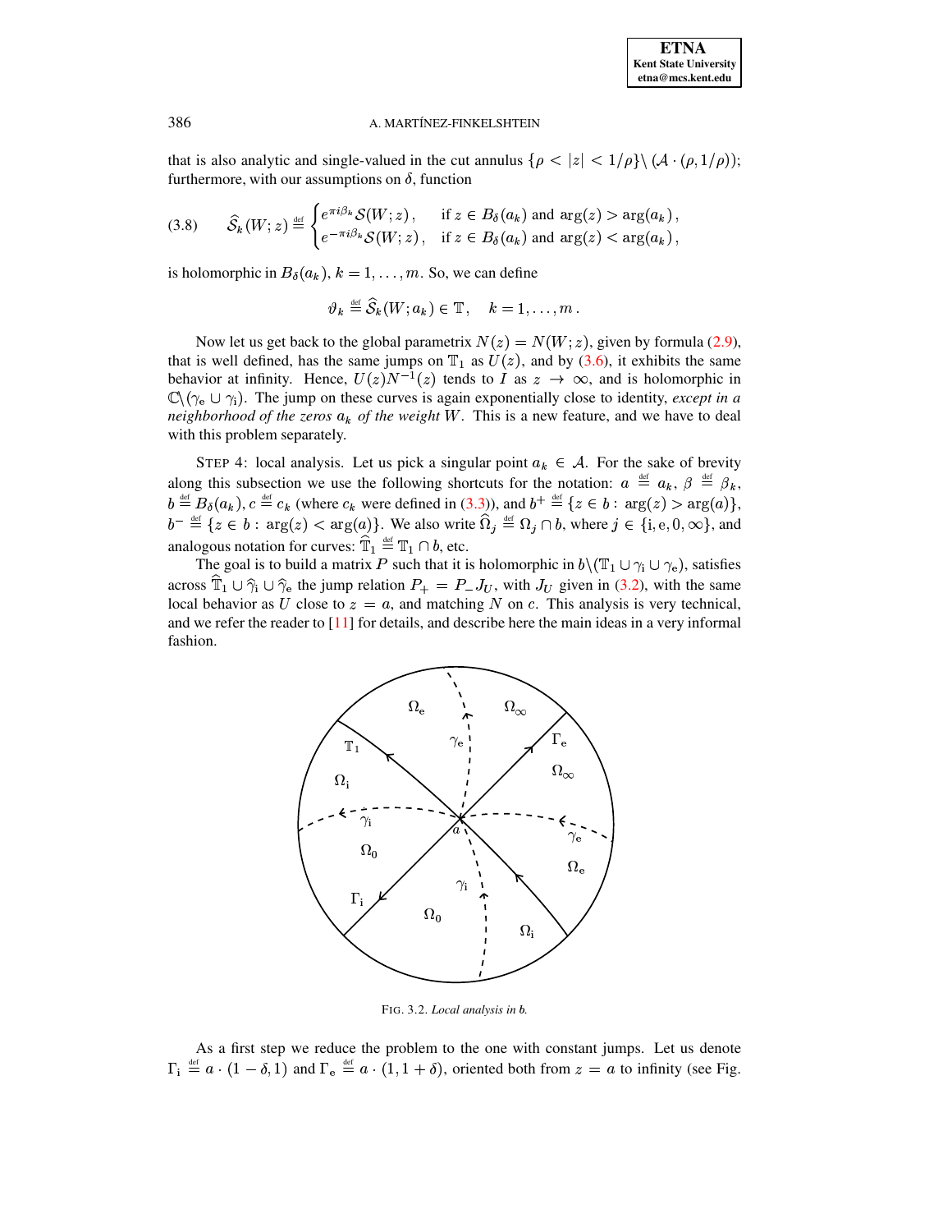that is also analytic and single-valued in the cut annulus $\{\rho < |z| < 1/\rho\} \setminus (\mathcal{A} \cdot (\rho, 1/\rho))$; furthermore, with our assumptions on $\delta$, function

$$\widehat{\mathcal{S}}_k(W;z) \stackrel{\text{def}}{=} \begin{cases} e^{\pi i \beta_k} \mathcal{S}(W;z), & \text{if } z \in B_\delta(a_k) \text{ and } \arg(z) > \arg(a_k), \\ e^{-\pi i \beta_k} \mathcal{S}(W;z), & \text{if } z \in B_\delta(a_k) \text{ and } \arg(z) < \arg(a_k), \end{cases} \tag{3.8}$$

is holomorphic in $B_\delta(a_k)$, $k = 1, \dots, m$. So, we can define

$$\vartheta_k \stackrel{\text{def}}{=} \widehat{\mathcal{S}}_k(W; a_k) \in \mathbb{T}, \quad k = 1, \dots, m.$$

Now let us get back to the global parametrix $N(z) = N(W;z)$, given by formula (2.9), that is well defined, has the same jumps on $\mathbb{T}_1$ as $U(z)$, and by (3.6), it exhibits the same behavior at infinity. Hence, $U(z)N^{-1}(z)$ tends to $I$ as $z \to \infty$, and is holomorphic in $\mathbb{C} \setminus (\gamma_e \cup \gamma_i)$. The jump on these curves is again exponentially close to identity, *except in a neighborhood of the zeros $a_k$ of the weight $W$*. This is a new feature, and we have to deal with this problem separately.

STEP 4: local analysis. Let us pick a singular point $a_k \in \mathcal{A}$. For the sake of brevity along this subsection we use the following shortcuts for the notation: $a \stackrel{\text{def}}{=} a_k$, $\beta \stackrel{\text{def}}{=} \beta_k$, $b \stackrel{\text{def}}{=} B_\delta(a_k)$, $c \stackrel{\text{def}}{=} c_k$ (where $c_k$ were defined in (3.3)), and $b^+ \stackrel{\text{def}}{=} \{z \in b : \arg(z) > \arg(a)\}$, $b^- \stackrel{\text{def}}{=} \{z \in b : \arg(z) < \arg(a)\}$. We also write $\widehat{\Omega}_j \stackrel{\text{def}}{=} \Omega_j \cap b$, where $j \in \{\mathrm{i}, \mathrm{e}, 0, \infty\}$, and analogous notation for curves: $\widehat{\mathbb{T}}_1 \stackrel{\text{def}}{=} \mathbb{T}_1 \cap b$, etc.

The goal is to build a matrix $P$ such that it is holomorphic in $b \setminus (\mathbb{T}_1 \cup \gamma_i \cup \gamma_e)$, satisfies across $\widehat{\mathbb{T}}_1 \cup \widehat{\gamma}_i \cup \widehat{\gamma}_e$ the jump relation $P_+ = P_- J_U$, with $J_U$ given in (3.2), with the same local behavior as $U$ close to $z = a$, and matching $N$ on $c$. This analysis is very technical, and we refer the reader to [11] for details, and describe here the main ideas in a very informal fashion.

FIG. 3.2. *Local analysis in $b$.*

As a first step we reduce the problem to the one with constant jumps. Let us denote $\Gamma_i \stackrel{\text{def}}{=} a \cdot (1 - \delta, 1)$ and $\Gamma_e \stackrel{\text{def}}{=} a \cdot (1, 1 + \delta)$, oriented both from $z = a$ to infinity (see Fig.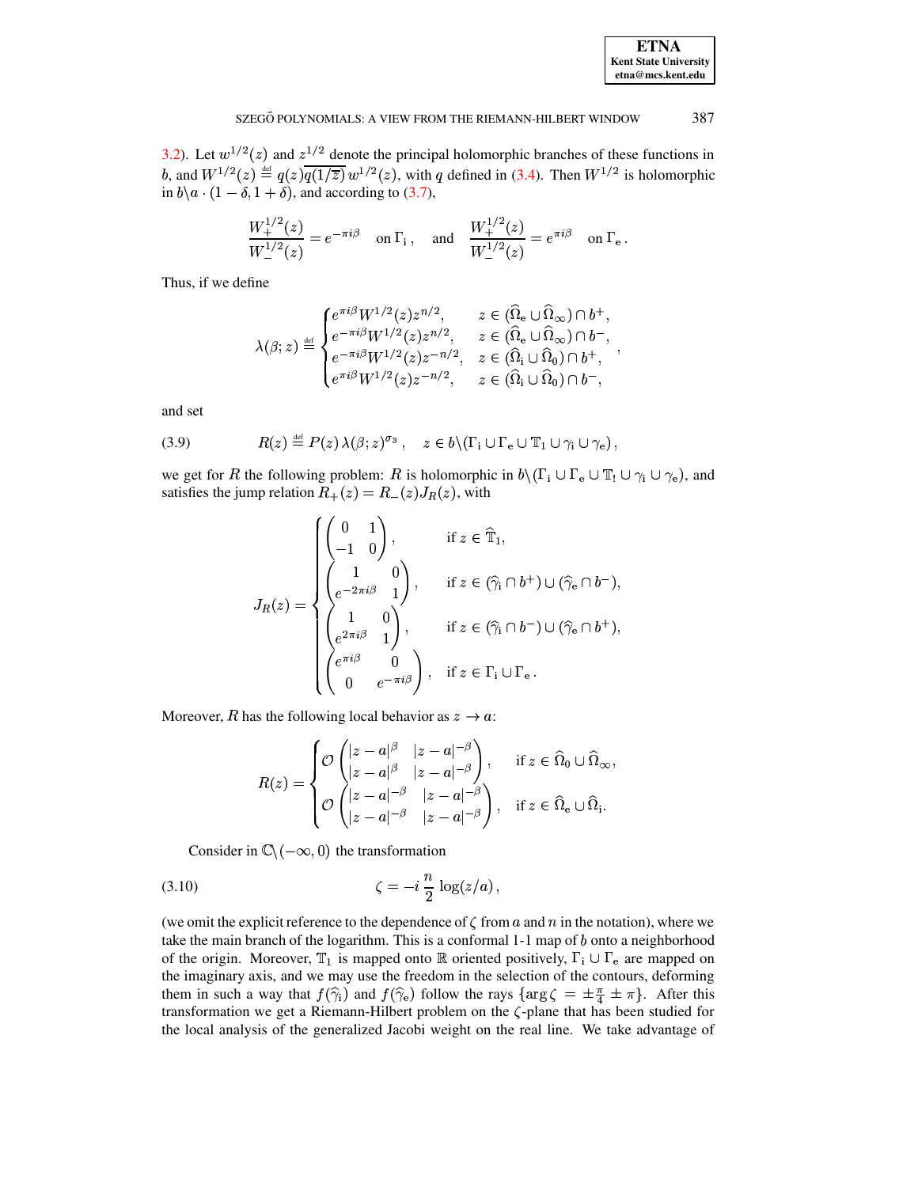3.2). Let $w^{1/2}(z)$ and $z^{1/2}$ denote the principal holomorphic branches of these functions in $b$, and $W^{1/2}(z) \stackrel{\text{def}}{=} q(z)\overline{q(1/\overline{z})}\, w^{1/2}(z)$, with $q$ defined in (3.4). Then $W^{1/2}$ is holomorphic in $b \backslash a \cdot (1-\delta, 1+\delta)$, and according to (3.7),

$$\frac{W_+^{1/2}(z)}{W_-^{1/2}(z)} = e^{-\pi i \beta} \quad \text{on } \Gamma_{\mathrm{i}}\,, \quad \text{and} \quad \frac{W_+^{1/2}(z)}{W_-^{1/2}(z)} = e^{\pi i \beta} \quad \text{on } \Gamma_{\mathrm{e}}\,.$$

Thus, if we define

$$\lambda(\beta; z) \stackrel{\text{def}}{=} \begin{cases} e^{\pi i \beta} W^{1/2}(z) z^{n/2}, & z \in (\widehat{\Omega}_{\mathrm{e}} \cup \widehat{\Omega}_\infty) \cap b^+, \\ e^{-\pi i \beta} W^{1/2}(z) z^{n/2}, & z \in (\widehat{\Omega}_{\mathrm{e}} \cup \widehat{\Omega}_\infty) \cap b^-, \\ e^{-\pi i \beta} W^{1/2}(z) z^{-n/2}, & z \in (\widehat{\Omega}_{\mathrm{i}} \cup \widehat{\Omega}_0) \cap b^+, \\ e^{\pi i \beta} W^{1/2}(z) z^{-n/2}, & z \in (\widehat{\Omega}_{\mathrm{i}} \cup \widehat{\Omega}_0) \cap b^-, \end{cases}$$

and set

$$R(z) \stackrel{\text{def}}{=} P(z)\, \lambda(\beta; z)^{\sigma_3}\,, \quad z \in b \backslash (\Gamma_{\mathrm{i}} \cup \Gamma_{\mathrm{e}} \cup \mathbb{T}_1 \cup \gamma_{\mathrm{i}} \cup \gamma_{\mathrm{e}})\,, \tag{3.9}$$

we get for $R$ the following problem: $R$ is holomorphic in $b \backslash (\Gamma_{\mathrm{i}} \cup \Gamma_{\mathrm{e}} \cup \mathbb{T}_! \cup \gamma_{\mathrm{i}} \cup \gamma_{\mathrm{e}})$, and satisfies the jump relation $R_+(z) = R_-(z) J_R(z)$, with

$$J_R(z) = \begin{cases} \begin{pmatrix} 0 & 1 \\ -1 & 0 \end{pmatrix}, & \text{if } z \in \widehat{\mathbb{T}}_1, \\ \begin{pmatrix} 1 & 0 \\ e^{-2\pi i \beta} & 1 \end{pmatrix}, & \text{if } z \in (\widehat{\gamma}_{\mathrm{i}} \cap b^+) \cup (\widehat{\gamma}_{\mathrm{e}} \cap b^-), \\ \begin{pmatrix} 1 & 0 \\ e^{2\pi i \beta} & 1 \end{pmatrix}, & \text{if } z \in (\widehat{\gamma}_{\mathrm{i}} \cap b^-) \cup (\widehat{\gamma}_{\mathrm{e}} \cap b^+), \\ \begin{pmatrix} e^{\pi i \beta} & 0 \\ 0 & e^{-\pi i \beta} \end{pmatrix}, & \text{if } z \in \Gamma_{\mathrm{i}} \cup \Gamma_{\mathrm{e}}\,. \end{cases}$$

Moreover, $R$ has the following local behavior as $z \to a$:

$$R(z) = \begin{cases} \mathcal{O}\begin{pmatrix} |z-a|^{\beta} & |z-a|^{-\beta} \\ |z-a|^{\beta} & |z-a|^{-\beta} \end{pmatrix}, & \text{if } z \in \widehat{\Omega}_0 \cup \widehat{\Omega}_\infty, \\ \mathcal{O}\begin{pmatrix} |z-a|^{-\beta} & |z-a|^{-\beta} \\ |z-a|^{-\beta} & |z-a|^{-\beta} \end{pmatrix}, & \text{if } z \in \widehat{\Omega}_{\mathrm{e}} \cup \widehat{\Omega}_{\mathrm{i}}. \end{cases}$$

Consider in $\mathbb{C} \backslash (-\infty, 0)$ the transformation

$$\zeta = -i\, \frac{n}{2}\, \log(z/a)\,, \tag{3.10}$$

(we omit the explicit reference to the dependence of $\zeta$ from $a$ and $n$ in the notation), where we take the main branch of the logarithm. This is a conformal 1-1 map of $b$ onto a neighborhood of the origin. Moreover, $\mathbb{T}_1$ is mapped onto $\mathbb{R}$ oriented positively, $\Gamma_{\mathrm{i}} \cup \Gamma_{\mathrm{e}}$ are mapped on the imaginary axis, and we may use the freedom in the selection of the contours, deforming them in such a way that $f(\widehat{\gamma}_{\mathrm{i}})$ and $f(\widehat{\gamma}_{\mathrm{e}})$ follow the rays $\{\arg \zeta = \pm \frac{\pi}{4} \pm \pi\}$. After this transformation we get a Riemann-Hilbert problem on the $\zeta$-plane that has been studied for the local analysis of the generalized Jacobi weight on the real line. We take advantage of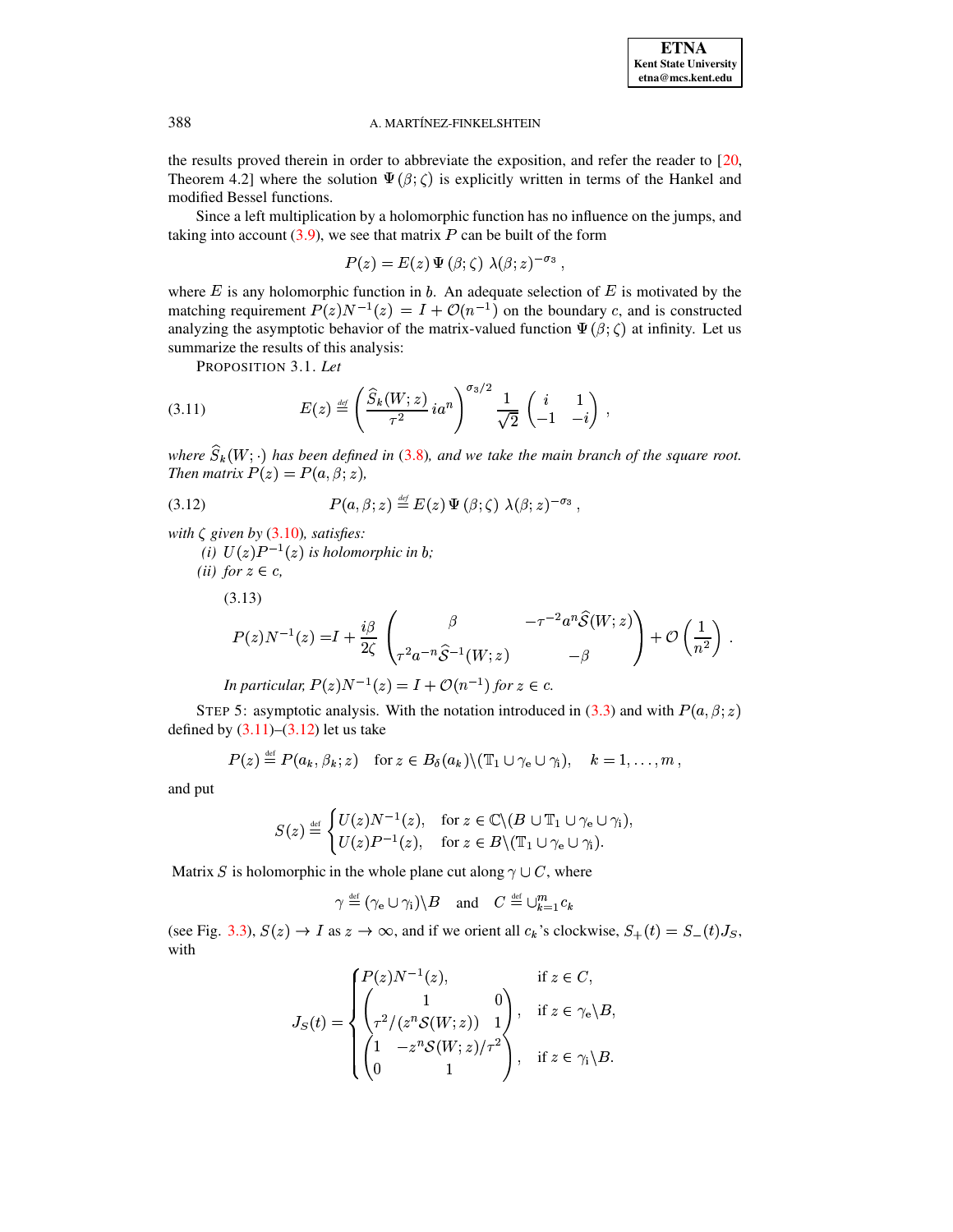the results proved therein in order to abbreviate the exposition, and refer the reader to [20, Theorem 4.2] where the solution $\Psi(\beta;\zeta)$ is explicitly written in terms of the Hankel and modified Bessel functions.

Since a left multiplication by a holomorphic function has no influence on the jumps, and taking into account (3.9), we see that matrix $P$ can be built of the form

$$P(z) = E(z)\,\Psi(\beta;\zeta)\;\lambda(\beta;z)^{-\sigma_3}\,,$$

where $E$ is any holomorphic function in $b$. An adequate selection of $E$ is motivated by the matching requirement $P(z)N^{-1}(z) = I + \mathcal{O}(n^{-1})$ on the boundary $c$, and is constructed analyzing the asymptotic behavior of the matrix-valued function $\Psi(\beta;\zeta)$ at infinity. Let us summarize the results of this analysis:

PROPOSITION 3.1. *Let*

$$E(z) \stackrel{\text{def}}{=} \left(\frac{\widehat{S}_k(W;z)}{\tau^2}\, i a^n\right)^{\sigma_3/2} \frac{1}{\sqrt{2}} \begin{pmatrix} i & 1 \\ -1 & -i \end{pmatrix}, \tag{3.11}$$

*where $\widehat{S}_k(W;\cdot)$ has been defined in (3.8), and we take the main branch of the square root. Then matrix $P(z) = P(a,\beta;z)$,*

$$P(a,\beta;z) \stackrel{\text{def}}{=} E(z)\,\Psi(\beta;\zeta)\;\lambda(\beta;z)^{-\sigma_3}\,, \tag{3.12}$$

*with $\zeta$ given by (3.10), satisfies:*

*(i) $U(z)P^{-1}(z)$ is holomorphic in $b$;*

*(ii) for $z \in c$,*

(3.13)
$$P(z)N^{-1}(z) = I + \frac{i\beta}{2\zeta}\begin{pmatrix} \beta & -\tau^{-2}a^n\widehat{\mathcal{S}}(W;z) \\ \tau^2 a^{-n}\widehat{\mathcal{S}}^{-1}(W;z) & -\beta \end{pmatrix} + \mathcal{O}\left(\frac{1}{n^2}\right).$$

*In particular, $P(z)N^{-1}(z) = I + \mathcal{O}(n^{-1})$ for $z \in c$.*

STEP 5: asymptotic analysis. With the notation introduced in (3.3) and with $P(a,\beta;z)$ defined by (3.11)–(3.12) let us take

$$P(z) \stackrel{\text{def}}{=} P(a_k,\beta_k;z) \quad \text{for } z \in B_\delta(a_k)\backslash(\mathbb{T}_1 \cup \gamma_{\rm e} \cup \gamma_{\rm i}), \quad k = 1,\ldots,m\,,$$

and put

$$S(z) \stackrel{\text{def}}{=} \begin{cases} U(z)N^{-1}(z), & \text{for } z \in \mathbb{C}\backslash(B \cup \mathbb{T}_1 \cup \gamma_{\rm e} \cup \gamma_{\rm i}), \\ U(z)P^{-1}(z), & \text{for } z \in B\backslash(\mathbb{T}_1 \cup \gamma_{\rm e} \cup \gamma_{\rm i}). \end{cases}$$

Matrix $S$ is holomorphic in the whole plane cut along $\gamma \cup C$, where

$$\gamma \stackrel{\text{def}}{=} (\gamma_{\rm e} \cup \gamma_{\rm i})\backslash B \quad \text{and} \quad C \stackrel{\text{def}}{=} \cup_{k=1}^m c_k$$

(see Fig. 3.3), $S(z) \to I$ as $z \to \infty$, and if we orient all $c_k$'s clockwise, $S_+(t) = S_-(t)J_S$, with

$$J_S(t) = \begin{cases} P(z)N^{-1}(z), & \text{if } z \in C, \\ \begin{pmatrix} 1 & 0 \\ \tau^2/(z^n\mathcal{S}(W;z)) & 1 \end{pmatrix}, & \text{if } z \in \gamma_{\rm e}\backslash B, \\ \begin{pmatrix} 1 & -z^n\mathcal{S}(W;z)/\tau^2 \\ 0 & 1 \end{pmatrix}, & \text{if } z \in \gamma_{\rm i}\backslash B. \end{cases}$$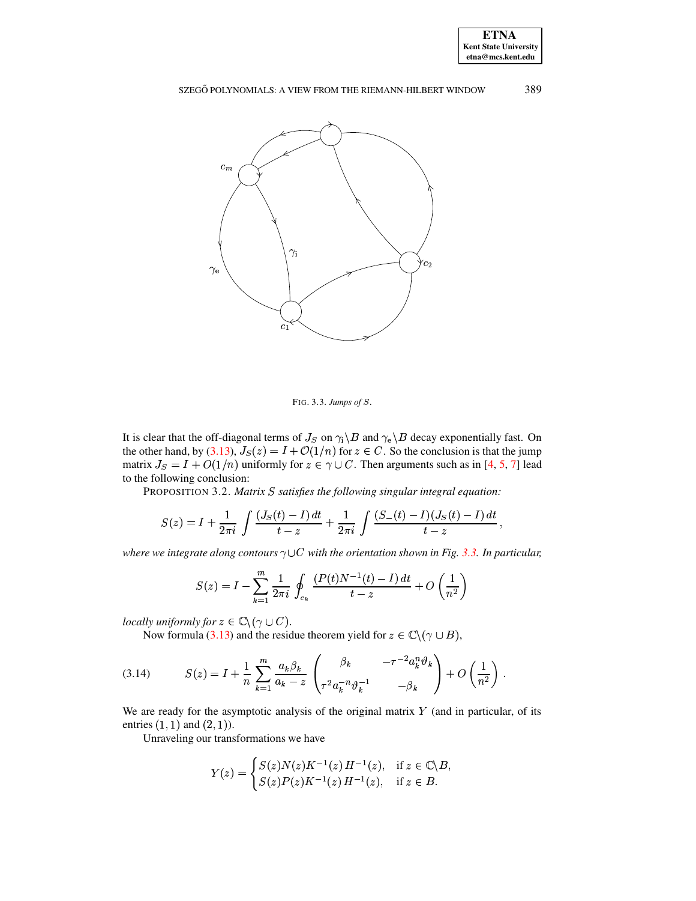FIG. 3.3. *Jumps of $S$.*

It is clear that the off-diagonal terms of $J_S$ on $\gamma_{\rm i}\backslash B$ and $\gamma_{\rm e}\backslash B$ decay exponentially fast. On the other hand, by (3.13), $J_S(z) = I + \mathcal{O}(1/n)$ for $z \in C$. So the conclusion is that the jump matrix $J_S = I + O(1/n)$ uniformly for $z \in \gamma \cup C$. Then arguments such as in [4, 5, 7] lead to the following conclusion:

PROPOSITION 3.2. *Matrix $S$ satisfies the following singular integral equation:*

$$S(z) = I + \frac{1}{2\pi i} \int \frac{(J_S(t) - I)\, dt}{t - z} + \frac{1}{2\pi i} \int \frac{(S_-(t) - I)(J_S(t) - I)\, dt}{t - z},$$

*where we integrate along contours $\gamma \cup C$ with the orientation shown in Fig. 3.3. In particular,*

$$S(z) = I - \sum_{k=1}^{m} \frac{1}{2\pi i} \oint_{c_k} \frac{(P(t)N^{-1}(t) - I)\, dt}{t - z} + O\left(\frac{1}{n^2}\right)$$

*locally uniformly for $z \in \mathbb{C}\backslash(\gamma \cup C)$.*

Now formula (3.13) and the residue theorem yield for $z \in \mathbb{C}\backslash(\gamma \cup B)$,

$$S(z) = I + \frac{1}{n} \sum_{k=1}^{m} \frac{a_k \beta_k}{a_k - z} \begin{pmatrix} \beta_k & -\tau^{-2} a_k^n \vartheta_k \\ \tau^2 a_k^{-n} \vartheta_k^{-1} & -\beta_k \end{pmatrix} + O\left(\frac{1}{n^2}\right). \tag{3.14}$$

We are ready for the asymptotic analysis of the original matrix $Y$ (and in particular, of its entries $(1,1)$ and $(2,1)$).

Unraveling our transformations we have

$$Y(z) = \begin{cases} S(z)N(z)K^{-1}(z)\, H^{-1}(z), & \text{if } z \in \mathbb{C}\backslash B, \\ S(z)P(z)K^{-1}(z)\, H^{-1}(z), & \text{if } z \in B. \end{cases}$$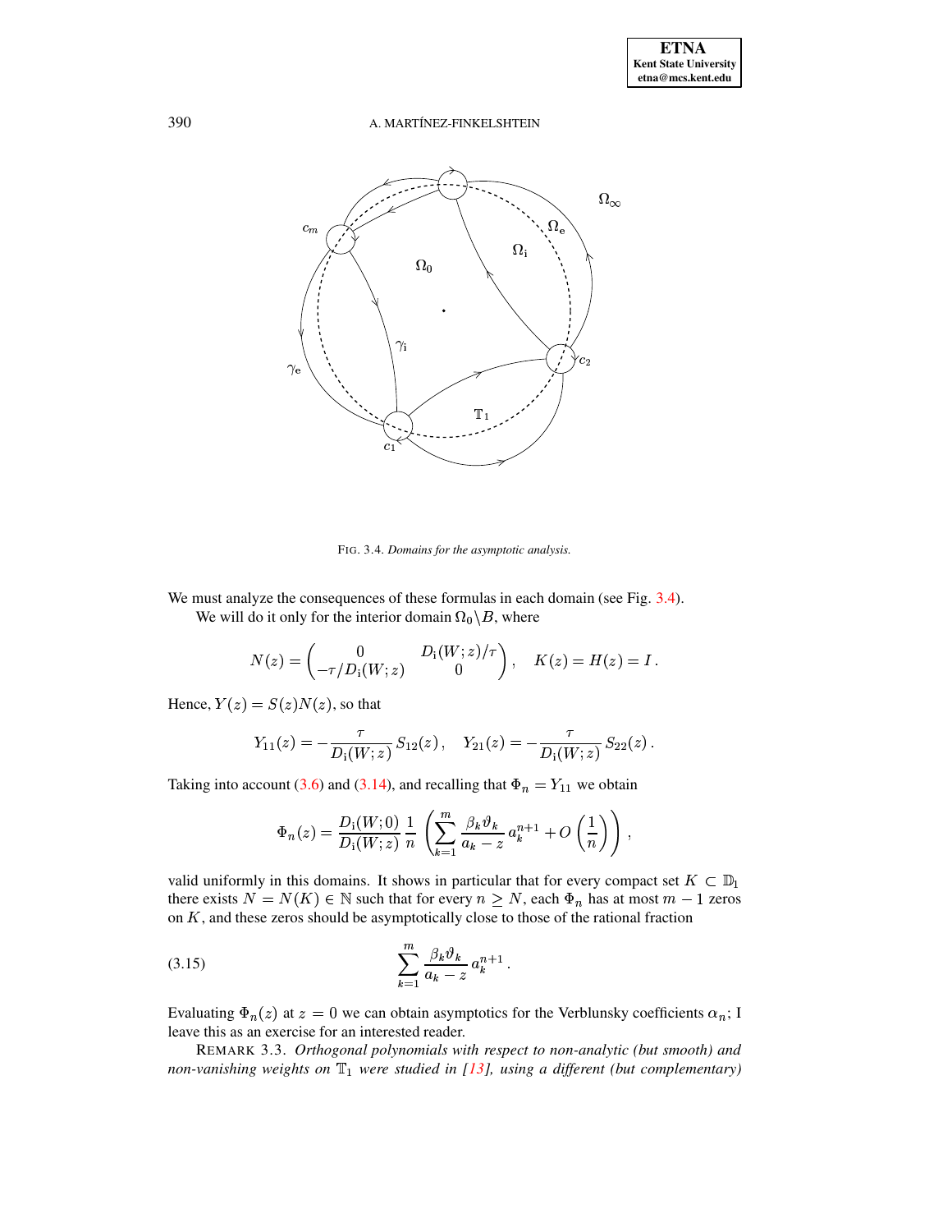FIG. 3.4. *Domains for the asymptotic analysis.*

We must analyze the consequences of these formulas in each domain (see Fig. 3.4).

We will do it only for the interior domain $\Omega_0 \backslash B$, where

$$N(z) = \begin{pmatrix} 0 & D_{\mathrm{i}}(W;z)/\tau \\ -\tau/D_{\mathrm{i}}(W;z) & 0 \end{pmatrix}, \quad K(z) = H(z) = I\,.$$

Hence, $Y(z) = S(z)N(z)$, so that

$$Y_{11}(z) = -\frac{\tau}{D_{\mathrm{i}}(W;z)}\, S_{12}(z)\,, \quad Y_{21}(z) = -\frac{\tau}{D_{\mathrm{i}}(W;z)}\, S_{22}(z)\,.$$

Taking into account (3.6) and (3.14), and recalling that $\Phi_n = Y_{11}$ we obtain

$$\Phi_n(z) = \frac{D_{\mathrm{i}}(W;0)}{D_{\mathrm{i}}(W;z)}\, \frac{1}{n}\, \left( \sum_{k=1}^{m} \frac{\beta_k \vartheta_k}{a_k - z}\, a_k^{n+1} + O\left(\frac{1}{n}\right) \right),$$

valid uniformly in this domains. It shows in particular that for every compact set $K \subset \mathbb{D}_1$ there exists $N = N(K) \in \mathbb{N}$ such that for every $n \geq N$, each $\Phi_n$ has at most $m-1$ zeros on $K$, and these zeros should be asymptotically close to those of the rational fraction

$$\sum_{k=1}^{m} \frac{\beta_k \vartheta_k}{a_k - z}\, a_k^{n+1}\,. \tag{3.15}$$

Evaluating $\Phi_n(z)$ at $z = 0$ we can obtain asymptotics for the Verblunsky coefficients $\alpha_n$; I leave this as an exercise for an interested reader.

REMARK 3.3. *Orthogonal polynomials with respect to non-analytic (but smooth) and non-vanishing weights on $\mathbb{T}_1$ were studied in [13], using a different (but complementary)*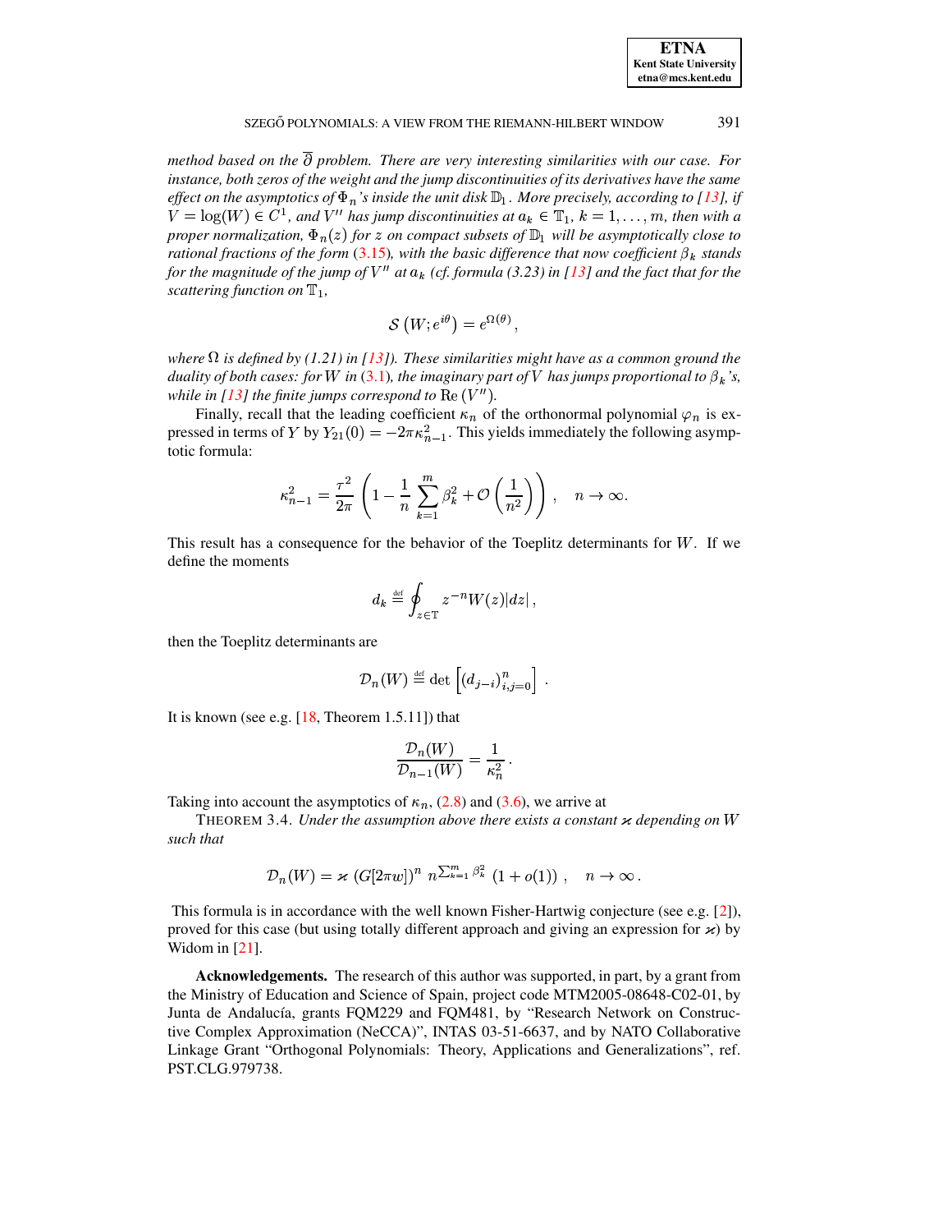*method based on the $\overline{\partial}$ problem. There are very interesting similarities with our case. For instance, both zeros of the weight and the jump discontinuities of its derivatives have the same effect on the asymptotics of $\Phi_n$'s inside the unit disk $\mathbb{D}_1$. More precisely, according to [13], if $V = \log(W) \in C^1$, and $V''$ has jump discontinuities at $a_k \in \mathbb{T}_1$, $k = 1, \dots, m$, then with a proper normalization, $\Phi_n(z)$ for $z$ on compact subsets of $\mathbb{D}_1$ will be asymptotically close to rational fractions of the form (3.15), with the basic difference that now coefficient $\beta_k$ stands for the magnitude of the jump of $V''$ at $a_k$ (cf. formula (3.23) in [13] and the fact that for the scattering function on $\mathbb{T}_1$,*

$$\mathcal{S}\left(W; e^{i\theta}\right) = e^{\Omega(\theta)},$$

*where $\Omega$ is defined by (1.21) in [13]). These similarities might have as a common ground the duality of both cases: for $W$ in (3.1), the imaginary part of $V$ has jumps proportional to $\beta_k$'s, while in [13] the finite jumps correspond to $\operatorname{Re}(V'')$.*

Finally, recall that the leading coefficient $\kappa_n$ of the orthonormal polynomial $\varphi_n$ is expressed in terms of $Y$ by $Y_{21}(0) = -2\pi\kappa_{n-1}^2$. This yields immediately the following asymptotic formula:

$$\kappa_{n-1}^2 = \frac{\tau^2}{2\pi}\left(1 - \frac{1}{n}\sum_{k=1}^{m}\beta_k^2 + \mathcal{O}\left(\frac{1}{n^2}\right)\right), \quad n \to \infty.$$

This result has a consequence for the behavior of the Toeplitz determinants for $W$. If we define the moments

$$d_k \stackrel{\text{def}}{=} \oint_{z\in\mathbb{T}} z^{-n} W(z)|dz|,$$

then the Toeplitz determinants are

$$\mathcal{D}_n(W) \stackrel{\text{def}}{=} \det\left[(d_{j-i})_{i,j=0}^n\right].$$

It is known (see e.g. [18, Theorem 1.5.11]) that

$$\frac{\mathcal{D}_n(W)}{\mathcal{D}_{n-1}(W)} = \frac{1}{\kappa_n^2}.$$

Taking into account the asymptotics of $\kappa_n$, (2.8) and (3.6), we arrive at

THEOREM 3.4. *Under the assumption above there exists a constant $\varkappa$ depending on $W$ such that*

$$\mathcal{D}_n(W) = \varkappa\,(G[2\pi w])^n\, n^{\sum_{k=1}^m \beta_k^2}\,(1 + o(1)), \quad n \to \infty.$$

This formula is in accordance with the well known Fisher-Hartwig conjecture (see e.g. [2]), proved for this case (but using totally different approach and giving an expression for $\varkappa$) by Widom in [21].

**Acknowledgements.** The research of this author was supported, in part, by a grant from the Ministry of Education and Science of Spain, project code MTM2005-08648-C02-01, by Junta de Andalucía, grants FQM229 and FQM481, by "Research Network on Constructive Complex Approximation (NeCCA)", INTAS 03-51-6637, and by NATO Collaborative Linkage Grant "Orthogonal Polynomials: Theory, Applications and Generalizations", ref. PST.CLG.979738.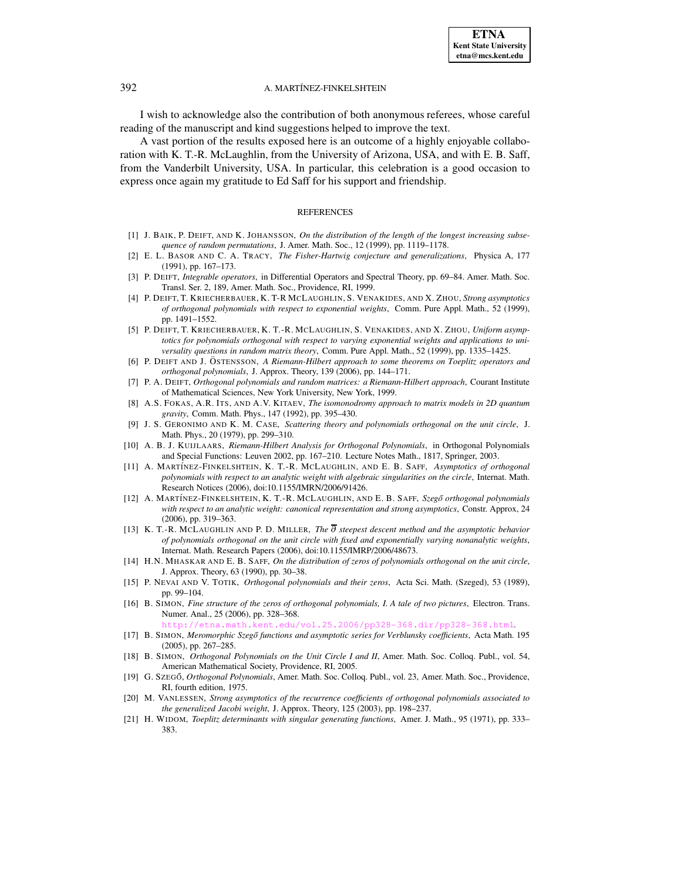I wish to acknowledge also the contribution of both anonymous referees, whose careful reading of the manuscript and kind suggestions helped to improve the text.

A vast portion of the results exposed here is an outcome of a highly enjoyable collaboration with K. T.-R. McLaughlin, from the University of Arizona, USA, and with E. B. Saff, from the Vanderbilt University, USA. In particular, this celebration is a good occasion to express once again my gratitude to Ed Saff for his support and friendship.

## REFERENCES

[1] J. BAIK, P. DEIFT, AND K. JOHANSSON, *On the distribution of the length of the longest increasing subsequence of random permutations*, J. Amer. Math. Soc., 12 (1999), pp. 1119–1178.

[2] E. L. BASOR AND C. A. TRACY, *The Fisher-Hartwig conjecture and generalizations*, Physica A, 177 (1991), pp. 167–173.

[3] P. DEIFT, *Integrable operators*, in Differential Operators and Spectral Theory, pp. 69–84. Amer. Math. Soc. Transl. Ser. 2, 189, Amer. Math. Soc., Providence, RI, 1999.

[4] P. DEIFT, T. KRIECHERBAUER, K. T-R MCLAUGHLIN, S. VENAKIDES, AND X. ZHOU, *Strong asymptotics of orthogonal polynomials with respect to exponential weights*, Comm. Pure Appl. Math., 52 (1999), pp. 1491–1552.

[5] P. DEIFT, T. KRIECHERBAUER, K. T.-R. MCLAUGHLIN, S. VENAKIDES, AND X. ZHOU, *Uniform asymptotics for polynomials orthogonal with respect to varying exponential weights and applications to universality questions in random matrix theory*, Comm. Pure Appl. Math., 52 (1999), pp. 1335–1425.

[6] P. DEIFT AND J. ÖSTENSSON, *A Riemann-Hilbert approach to some theorems on Toeplitz operators and orthogonal polynomials*, J. Approx. Theory, 139 (2006), pp. 144–171.

[7] P. A. DEIFT, *Orthogonal polynomials and random matrices: a Riemann-Hilbert approach*, Courant Institute of Mathematical Sciences, New York University, New York, 1999.

[8] A.S. FOKAS, A.R. ITS, AND A.V. KITAEV, *The isomonodromy approach to matrix models in 2D quantum gravity*, Comm. Math. Phys., 147 (1992), pp. 395–430.

[9] J. S. GERONIMO AND K. M. CASE, *Scattering theory and polynomials orthogonal on the unit circle*, J. Math. Phys., 20 (1979), pp. 299–310.

[10] A. B. J. KUIJLAARS, *Riemann-Hilbert Analysis for Orthogonal Polynomials*, in Orthogonal Polynomials and Special Functions: Leuven 2002, pp. 167–210. Lecture Notes Math., 1817, Springer, 2003.

[11] A. MARTÍNEZ-FINKELSHTEIN, K. T.-R. MCLAUGHLIN, AND E. B. SAFF, *Asymptotics of orthogonal polynomials with respect to an analytic weight with algebraic singularities on the circle*, Internat. Math. Research Notices (2006), doi:10.1155/IMRN/2006/91426.

[12] A. MARTÍNEZ-FINKELSHTEIN, K. T.-R. MCLAUGHLIN, AND E. B. SAFF, *Szegő orthogonal polynomials with respect to an analytic weight: canonical representation and strong asymptotics*, Constr. Approx, 24 (2006), pp. 319–363.

[13] K. T.-R. MCLAUGHLIN AND P. D. MILLER, *The $\overline{\partial}$ steepest descent method and the asymptotic behavior of polynomials orthogonal on the unit circle with fixed and exponentially varying nonanalytic weights*, Internat. Math. Research Papers (2006), doi:10.1155/IMRP/2006/48673.

[14] H.N. MHASKAR AND E. B. SAFF, *On the distribution of zeros of polynomials orthogonal on the unit circle*, J. Approx. Theory, 63 (1990), pp. 30–38.

[15] P. NEVAI AND V. TOTIK, *Orthogonal polynomials and their zeros*, Acta Sci. Math. (Szeged), 53 (1989), pp. 99–104.

[16] B. SIMON, *Fine structure of the zeros of orthogonal polynomials, I. A tale of two pictures*, Electron. Trans. Numer. Anal., 25 (2006), pp. 328–368. http://etna.math.kent.edu/vol.25.2006/pp328-368.dir/pp328-368.html.

[17] B. SIMON, *Meromorphic Szegő functions and asymptotic series for Verblunsky coefficients*, Acta Math. 195 (2005), pp. 267–285.

[18] B. SIMON, *Orthogonal Polynomials on the Unit Circle I and II*, Amer. Math. Soc. Colloq. Publ., vol. 54, American Mathematical Society, Providence, RI, 2005.

[19] G. SZEGŐ, *Orthogonal Polynomials*, Amer. Math. Soc. Colloq. Publ., vol. 23, Amer. Math. Soc., Providence, RI, fourth edition, 1975.

[20] M. VANLESSEN, *Strong asymptotics of the recurrence coefficients of orthogonal polynomials associated to the generalized Jacobi weight*, J. Approx. Theory, 125 (2003), pp. 198–237.

[21] H. WIDOM, *Toeplitz determinants with singular generating functions*, Amer. J. Math., 95 (1971), pp. 333–383.